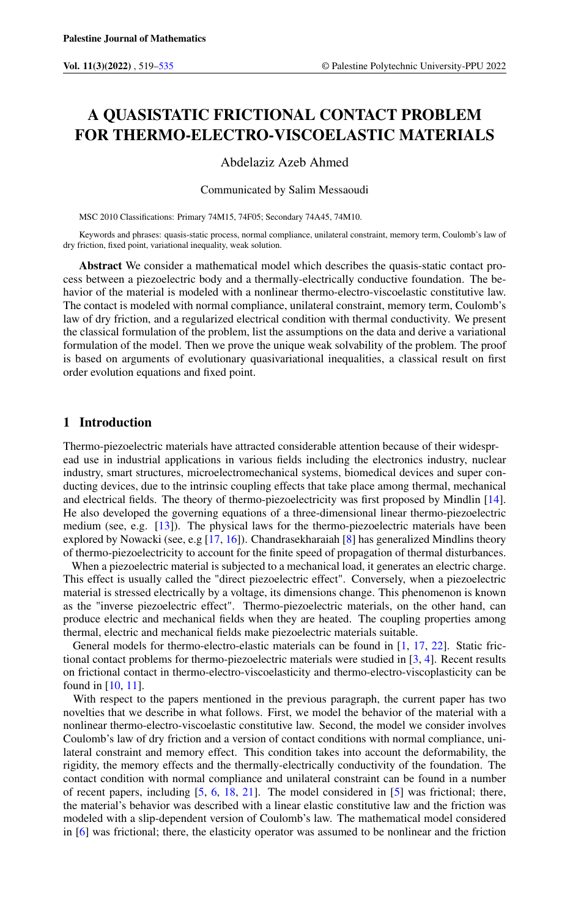# A QUASISTATIC FRICTIONAL CONTACT PROBLEM FOR THERMO-ELECTRO-VISCOELASTIC MATERIALS

Abdelaziz Azeb Ahmed

Communicated by Salim Messaoudi

MSC 2010 Classifications: Primary 74M15, 74F05; Secondary 74A45, 74M10.

Keywords and phrases: quasis-static process, normal compliance, unilateral constraint, memory term, Coulomb's law of dry friction, fixed point, variational inequality, weak solution.

**Abstract** We consider a mathematical model which describes the quasis-static contact process between a piezoelectric body and a thermally-electrically conductive foundation. The behavior of the material is modeled with a nonlinear thermo-electro-viscoelastic constitutive law. The contact is modeled with normal compliance, unilateral constraint, memory term, Coulomb's law of dry friction, and a regularized electrical condition with thermal conductivity. We present the classical formulation of the problem, list the assumptions on the data and derive a variational formulation of the model. Then we prove the unique weak solvability of the problem. The proof is based on arguments of evolutionary quasivariational inequalities, a classical result on first order evolution equations and fixed point.

## 1 Introduction

Thermo-piezoelectric materials have attracted considerable attention because of their widespread use in industrial applications in various fields including the electronics industry, nuclear industry, smart structures, microelectromechanical systems, biomedical devices and super conducting devices, due to the intrinsic coupling effects that take place among thermal, mechanical and electrical fields. The theory of thermo-piezoelectricity was first proposed by Mindlin [14]. He also developed the governing equations of a three-dimensional linear thermo-piezoelectric medium (see, e.g. [13]). The physical laws for the thermo-piezoelectric materials have been explored by Nowacki (see, e.g [17, 16]). Chandrasekharaiah [8] has generalized Mindlins theory of thermo-piezoelectricity to account for the finite speed of propagation of thermal disturbances.

When a piezoelectric material is subjected to a mechanical load, it generates an electric charge. This effect is usually called the "direct piezoelectric effect". Conversely, when a piezoelectric material is stressed electrically by a voltage, its dimensions change. This phenomenon is known as the "inverse piezoelectric effect". Thermo-piezoelectric materials, on the other hand, can produce electric and mechanical fields when they are heated. The coupling properties among thermal, electric and mechanical fields make piezoelectric materials suitable.

General models for thermo-electro-elastic materials can be found in [1, 17, 22]. Static frictional contact problems for thermo-piezoelectric materials were studied in [3, 4]. Recent results on frictional contact in thermo-electro-viscoelasticity and thermo-electro-viscoplasticity can be found in [10, 11].

With respect to the papers mentioned in the previous paragraph, the current paper has two novelties that we describe in what follows. First, we model the behavior of the material with a nonlinear thermo-electro-viscoelastic constitutive law. Second, the model we consider involves Coulomb's law of dry friction and a version of contact conditions with normal compliance, unilateral constraint and memory effect. This condition takes into account the deformability, the rigidity, the memory effects and the thermally-electrically conductivity of the foundation. The contact condition with normal compliance and unilateral constraint can be found in a number of recent papers, including [5, 6, 18, 21]. The model considered in [5] was frictional; there, the material's behavior was described with a linear elastic constitutive law and the friction was modeled with a slip-dependent version of Coulomb's law. The mathematical model considered in [6] was frictional; there, the elasticity operator was assumed to be nonlinear and the friction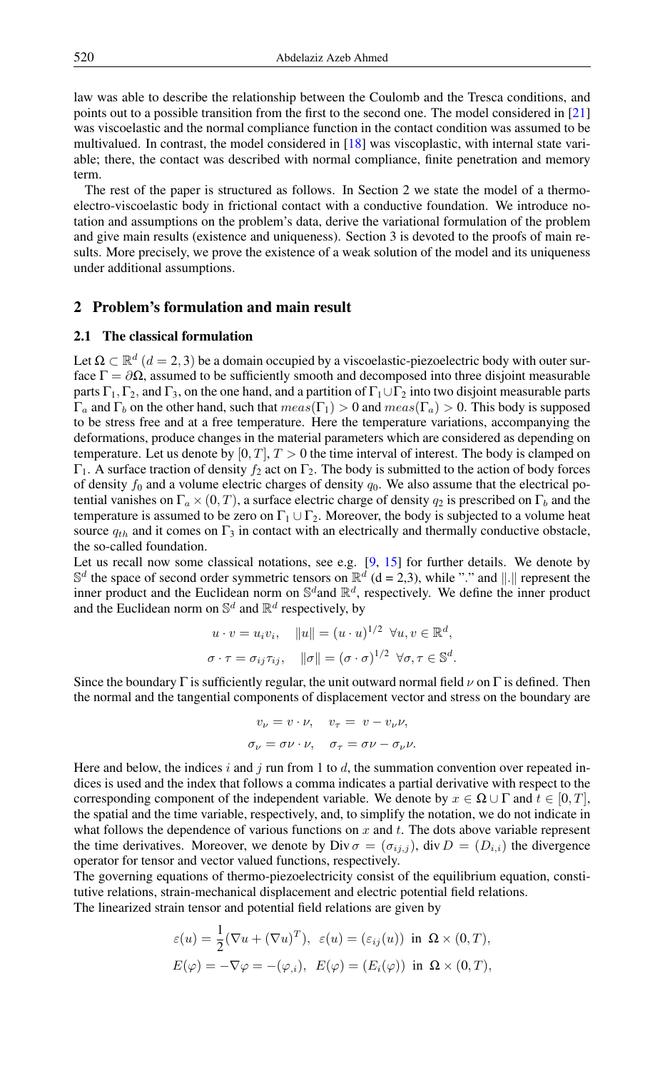law was able to describe the relationship between the Coulomb and the Tresca conditions, and points out to a possible transition from the first to the second one. The model considered in [21] was viscoelastic and the normal compliance function in the contact condition was assumed to be multivalued. In contrast, the model considered in [18] was viscoplastic, with internal state variable; there, the contact was described with normal compliance, finite penetration and memory term.

The rest of the paper is structured as follows. In Section 2 we state the model of a thermo-electro-viscoelastic body in frictional contact with a conductive foundation. We introduce notation and assumptions on the problem's data, derive the variational formulation of the problem and give main results (existence and uniqueness). Section 3 is devoted to the proofs of main results. More precisely, we prove the existence of a weak solution of the model and its uniqueness under additional assumptions.

## 2 Problem's formulation and main result

### 2.1 The classical formulation

Let $\Omega \subset \mathbb{R}^d$ $(d = 2, 3)$ be a domain occupied by a viscoelastic-piezoelectric body with outer surface $\Gamma = \partial\Omega$, assumed to be sufficiently smooth and decomposed into three disjoint measurable parts $\Gamma_1, \Gamma_2$, and $\Gamma_3$, on the one hand, and a partition of $\Gamma_1 \cup \Gamma_2$ into two disjoint measurable parts $\Gamma_a$ and $\Gamma_b$ on the other hand, such that $meas(\Gamma_1) > 0$ and $meas(\Gamma_a) > 0$. This body is supposed to be stress free and at a free temperature. Here the temperature variations, accompanying the deformations, produce changes in the material parameters which are considered as depending on temperature. Let us denote by $[0, T]$, $T > 0$ the time interval of interest. The body is clamped on $\Gamma_1$. A surface traction of density $f_2$ act on $\Gamma_2$. The body is submitted to the action of body forces of density $f_0$ and a volume electric charges of density $q_0$. We also assume that the electrical potential vanishes on $\Gamma_a \times (0, T)$, a surface electric charge of density $q_2$ is prescribed on $\Gamma_b$ and the temperature is assumed to be zero on $\Gamma_1 \cup \Gamma_2$. Moreover, the body is subjected to a volume heat source $q_{th}$ and it comes on $\Gamma_3$ in contact with an electrically and thermally conductive obstacle, the so-called foundation.

Let us recall now some classical notations, see e.g. [9, 15] for further details. We denote by $\mathbb{S}^d$ the space of second order symmetric tensors on $\mathbb{R}^d$ (d = 2,3), while "." and $\|.\|$ represent the inner product and the Euclidean norm on $\mathbb{S}^d$and $\mathbb{R}^d$, respectively. We define the inner product and the Euclidean norm on $\mathbb{S}^d$ and $\mathbb{R}^d$ respectively, by

$$
u \cdot v = u_i v_i, \quad \|u\| = (u \cdot u)^{1/2} \;\; \forall u, v \in \mathbb{R}^d,
$$

$$
\sigma \cdot \tau = \sigma_{ij}\tau_{ij}, \quad \|\sigma\| = (\sigma \cdot \sigma)^{1/2} \;\; \forall \sigma, \tau \in \mathbb{S}^d.
$$

Since the boundary $\Gamma$ is sufficiently regular, the unit outward normal field $\nu$ on $\Gamma$ is defined. Then the normal and the tangential components of displacement vector and stress on the boundary are

$$
v_\nu = v \cdot \nu, \quad v_\tau = v - v_\nu \nu,
$$

$$
\sigma_\nu = \sigma\nu \cdot \nu, \quad \sigma_\tau = \sigma\nu - \sigma_\nu \nu.
$$

Here and below, the indices $i$ and $j$ run from 1 to $d$, the summation convention over repeated indices is used and the index that follows a comma indicates a partial derivative with respect to the corresponding component of the independent variable. We denote by $x \in \Omega \cup \Gamma$ and $t \in [0, T]$, the spatial and the time variable, respectively, and, to simplify the notation, we do not indicate in what follows the dependence of various functions on $x$ and $t$. The dots above variable represent the time derivatives. Moreover, we denote by $\text{Div}\,\sigma = (\sigma_{ij,j})$, $\text{div}\,D = (D_{i,i})$ the divergence operator for tensor and vector valued functions, respectively.

The governing equations of thermo-piezoelectricity consist of the equilibrium equation, constitutive relations, strain-mechanical displacement and electric potential field relations.

The linearized strain tensor and potential field relations are given by

$$
\varepsilon(u) = \frac{1}{2}(\nabla u + (\nabla u)^T), \;\; \varepsilon(u) = (\varepsilon_{ij}(u)) \;\; \text{in} \;\; \Omega \times (0, T),
$$

$$
E(\varphi) = -\nabla\varphi = -(\varphi_{,i}), \;\; E(\varphi) = (E_i(\varphi)) \;\; \text{in} \;\; \Omega \times (0, T),
$$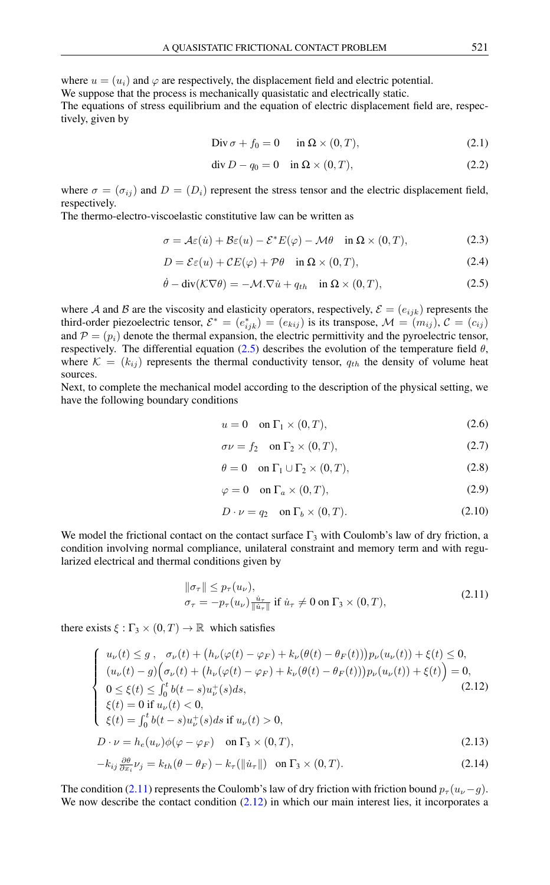where $u = (u_i)$ and $\varphi$ are respectively, the displacement field and electric potential.
We suppose that the process is mechanically quasistatic and electrically static.
The equations of stress equilibrium and the equation of electric displacement field are, respectively, given by

$$\operatorname{Div} \sigma + f_0 = 0 \quad \text{in } \Omega \times (0,T), \tag{2.1}$$

$$\operatorname{div} D - q_0 = 0 \quad \text{in } \Omega \times (0,T), \tag{2.2}$$

where $\sigma = (\sigma_{ij})$ and $D = (D_i)$ represent the stress tensor and the electric displacement field, respectively.
The thermo-electro-viscoelastic constitutive law can be written as

$$\sigma = \mathcal{A}\varepsilon(\dot{u}) + \mathcal{B}\varepsilon(u) - \mathcal{E}^* E(\varphi) - \mathcal{M}\theta \quad \text{in } \Omega \times (0,T), \tag{2.3}$$

$$D = \mathcal{E}\varepsilon(u) + \mathcal{C}E(\varphi) + \mathcal{P}\theta \quad \text{in } \Omega \times (0,T), \tag{2.4}$$

$$\dot{\theta} - \operatorname{div}(\mathcal{K}\nabla\theta) = -\mathcal{M}.\nabla\dot{u} + q_{th} \quad \text{in } \Omega \times (0,T), \tag{2.5}$$

where $\mathcal{A}$ and $\mathcal{B}$ are the viscosity and elasticity operators, respectively, $\mathcal{E} = (e_{ijk})$ represents the third-order piezoelectric tensor, $\mathcal{E}^* = (e^*_{ijk}) = (e_{kij})$ is its transpose, $\mathcal{M} = (m_{ij})$, $\mathcal{C} = (c_{ij})$ and $\mathcal{P} = (p_i)$ denote the thermal expansion, the electric permittivity and the pyroelectric tensor, respectively. The differential equation (2.5) describes the evolution of the temperature field $\theta$, where $\mathcal{K} = (k_{ij})$ represents the thermal conductivity tensor, $q_{th}$ the density of volume heat sources.
Next, to complete the mechanical model according to the description of the physical setting, we have the following boundary conditions

$$u = 0 \quad \text{on } \Gamma_1 \times (0,T), \tag{2.6}$$

$$\sigma\nu = f_2 \quad \text{on } \Gamma_2 \times (0,T), \tag{2.7}$$

$$\theta = 0 \quad \text{on } \Gamma_1 \cup \Gamma_2 \times (0,T), \tag{2.8}$$

$$\varphi = 0 \quad \text{on } \Gamma_a \times (0,T), \tag{2.9}$$

$$D \cdot \nu = q_2 \quad \text{on } \Gamma_b \times (0,T). \tag{2.10}$$

We model the frictional contact on the contact surface $\Gamma_3$ with Coulomb's law of dry friction, a condition involving normal compliance, unilateral constraint and memory term and with regularized electrical and thermal conditions given by

$$\begin{aligned} &\|\sigma_\tau\| \le p_\tau(u_\nu), \\ &\sigma_\tau = -p_\tau(u_\nu)\tfrac{\dot{u}_\tau}{\|\dot{u}_\tau\|} \text{ if } \dot{u}_\tau \neq 0 \text{ on } \Gamma_3 \times (0,T), \end{aligned} \tag{2.11}$$

there exists $\xi : \Gamma_3 \times (0,T) \to \mathbb{R}$ which satisfies

$$\begin{cases} u_\nu(t) \le g\,, \quad \sigma_\nu(t) + \big(h_\nu(\varphi(t) - \varphi_F) + k_\nu(\theta(t) - \theta_F(t))\big)p_\nu(u_\nu(t)) + \xi(t) \le 0, \\ (u_\nu(t) - g)\Big(\sigma_\nu(t) + \big(h_\nu(\varphi(t) - \varphi_F) + k_\nu(\theta(t) - \theta_F(t))\big)p_\nu(u_\nu(t)) + \xi(t)\Big) = 0, \\ 0 \le \xi(t) \le \int_0^t b(t-s)u_\nu^+(s)ds, \\ \xi(t) = 0 \text{ if } u_\nu(t) < 0, \\ \xi(t) = \int_0^t b(t-s)u_\nu^+(s)ds \text{ if } u_\nu(t) > 0, \end{cases} \tag{2.12}$$

$$D \cdot \nu = h_e(u_\nu)\phi(\varphi - \varphi_F) \quad \text{on } \Gamma_3 \times (0,T), \tag{2.13}$$

$$-k_{ij}\tfrac{\partial\theta}{\partial x_i}\nu_j = k_{th}(\theta - \theta_F) - k_\tau(\|\dot{u}_\tau\|) \quad \text{on } \Gamma_3 \times (0,T). \tag{2.14}$$

The condition (2.11) represents the Coulomb's law of dry friction with friction bound $p_\tau(u_\nu - g)$. We now describe the contact condition (2.12) in which our main interest lies, it incorporates a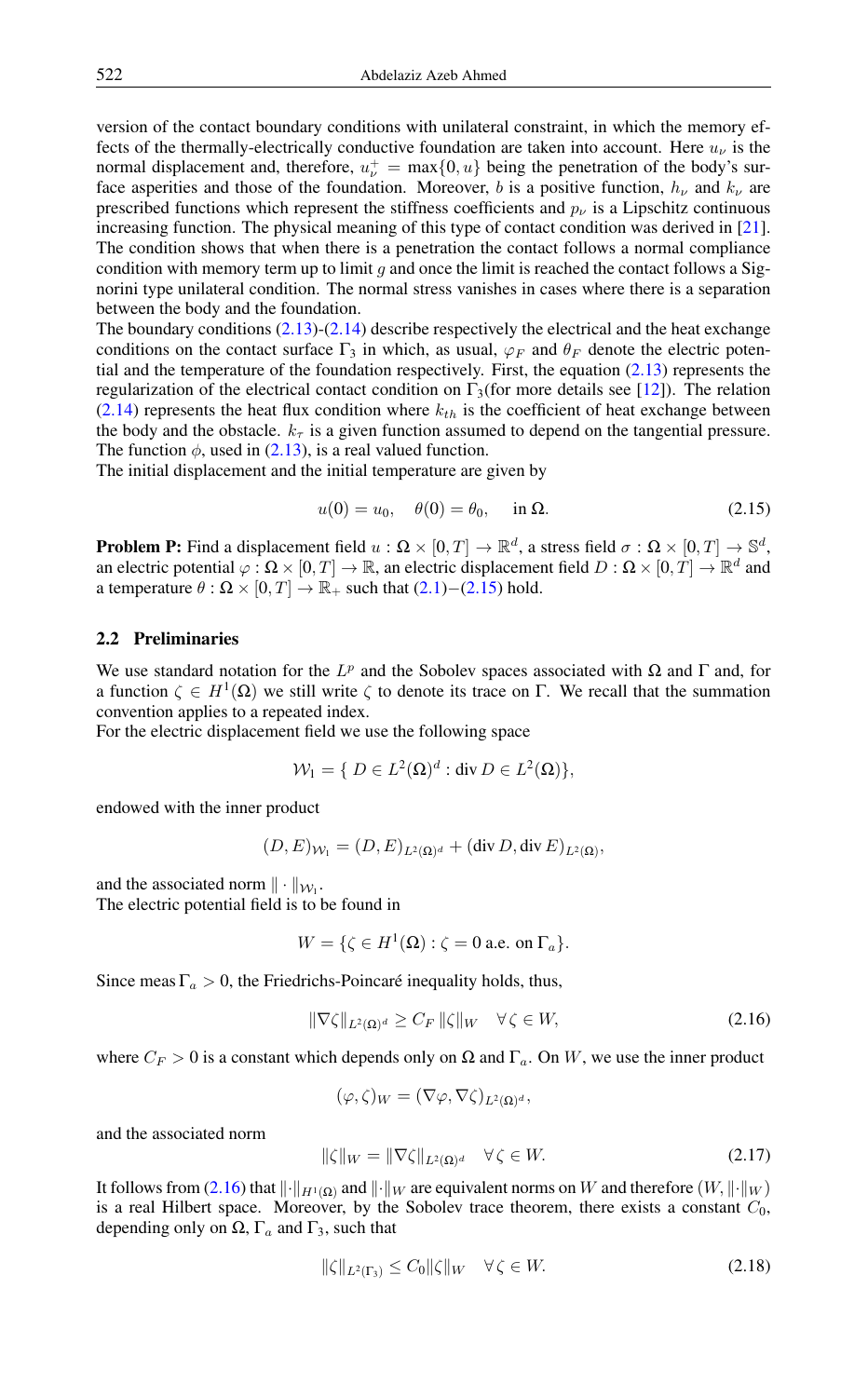version of the contact boundary conditions with unilateral constraint, in which the memory effects of the thermally-electrically conductive foundation are taken into account. Here $u_\nu$ is the normal displacement and, therefore, $u_\nu^+ = \max\{0, u\}$ being the penetration of the body's surface asperities and those of the foundation. Moreover, $b$ is a positive function, $h_\nu$ and $k_\nu$ are prescribed functions which represent the stiffness coefficients and $p_\nu$ is a Lipschitz continuous increasing function. The physical meaning of this type of contact condition was derived in [21]. The condition shows that when there is a penetration the contact follows a normal compliance condition with memory term up to limit $g$ and once the limit is reached the contact follows a Signorini type unilateral condition. The normal stress vanishes in cases where there is a separation between the body and the foundation.
The boundary conditions (2.13)-(2.14) describe respectively the electrical and the heat exchange conditions on the contact surface $\Gamma_3$ in which, as usual, $\varphi_F$ and $\theta_F$ denote the electric potential and the temperature of the foundation respectively. First, the equation (2.13) represents the regularization of the electrical contact condition on $\Gamma_3$(for more details see [12]). The relation (2.14) represents the heat flux condition where $k_{th}$ is the coefficient of heat exchange between the body and the obstacle. $k_\tau$ is a given function assumed to depend on the tangential pressure. The function $\phi$, used in (2.13), is a real valued function.
The initial displacement and the initial temperature are given by

$$u(0) = u_0, \quad \theta(0) = \theta_0, \quad \text{ in } \Omega. \tag{2.15}$$

**Problem P:** Find a displacement field $u : \Omega \times [0, T] \to \mathbb{R}^d$, a stress field $\sigma : \Omega \times [0, T] \to \mathbb{S}^d$, an electric potential $\varphi : \Omega \times [0, T] \to \mathbb{R}$, an electric displacement field $D : \Omega \times [0, T] \to \mathbb{R}^d$ and a temperature $\theta : \Omega \times [0, T] \to \mathbb{R}_+$ such that (2.1)−(2.15) hold.

## 2.2 Preliminaries

We use standard notation for the $L^p$ and the Sobolev spaces associated with $\Omega$ and $\Gamma$ and, for a function $\zeta \in H^1(\Omega)$ we still write $\zeta$ to denote its trace on $\Gamma$. We recall that the summation convention applies to a repeated index.
For the electric displacement field we use the following space

$$\mathcal{W}_1 = \{\ D \in L^2(\Omega)^d : \operatorname{div} D \in L^2(\Omega)\},$$

endowed with the inner product

$$(D, E)_{\mathcal{W}_1} = (D, E)_{L^2(\Omega)^d} + (\operatorname{div} D, \operatorname{div} E)_{L^2(\Omega)},$$

and the associated norm $\| \cdot \|_{\mathcal{W}_1}$.
The electric potential field is to be found in

$$W = \{\zeta \in H^1(\Omega) : \zeta = 0 \text{ a.e. on } \Gamma_a\}.$$

Since $\operatorname{meas} \Gamma_a > 0$, the Friedrichs-Poincaré inequality holds, thus,

$$\|\nabla\zeta\|_{L^2(\Omega)^d} \geq C_F \, \|\zeta\|_W \quad \forall\, \zeta \in W, \tag{2.16}$$

where $C_F > 0$ is a constant which depends only on $\Omega$ and $\Gamma_a$. On $W$, we use the inner product

$$(\varphi, \zeta)_W = (\nabla\varphi, \nabla\zeta)_{L^2(\Omega)^d},$$

and the associated norm

$$\|\zeta\|_W = \|\nabla\zeta\|_{L^2(\Omega)^d} \quad \forall\, \zeta \in W. \tag{2.17}$$

It follows from (2.16) that $\|\cdot\|_{H^1(\Omega)}$ and $\|\cdot\|_W$ are equivalent norms on $W$ and therefore $(W, \|\cdot\|_W)$ is a real Hilbert space. Moreover, by the Sobolev trace theorem, there exists a constant $C_0$, depending only on $\Omega$, $\Gamma_a$ and $\Gamma_3$, such that

$$\|\zeta\|_{L^2(\Gamma_3)} \leq C_0 \|\zeta\|_W \quad \forall\, \zeta \in W. \tag{2.18}$$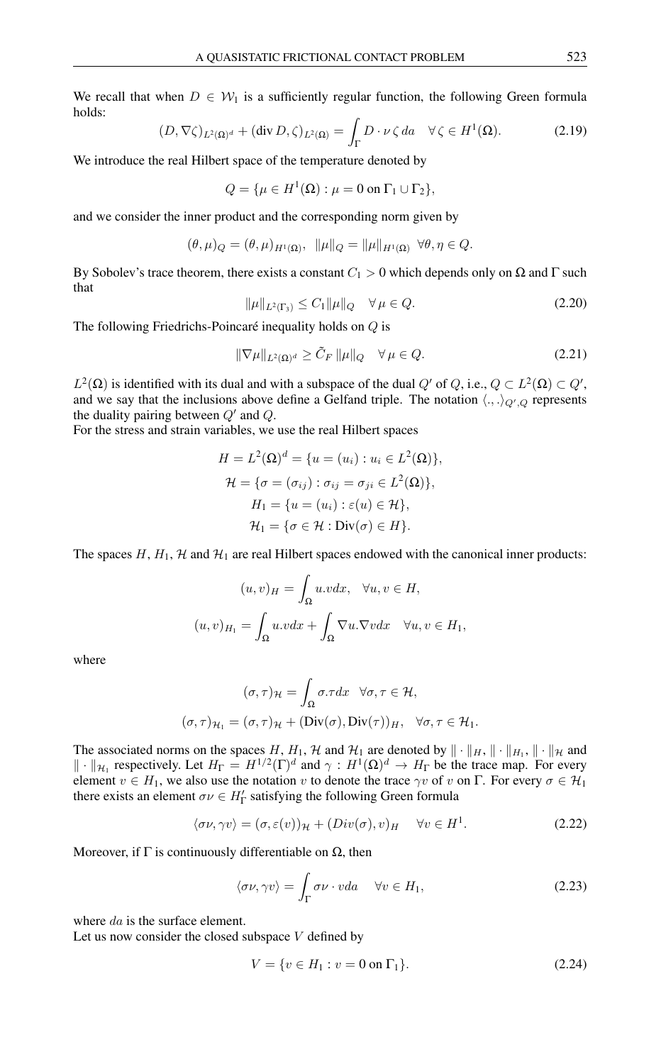We recall that when $D \in \mathcal{W}_1$ is a sufficiently regular function, the following Green formula holds:

$$(D, \nabla\zeta)_{L^2(\Omega)^d} + (\operatorname{div} D, \zeta)_{L^2(\Omega)} = \int_\Gamma D \cdot \nu \, \zeta \, da \quad \forall \, \zeta \in H^1(\Omega). \tag{2.19}$$

We introduce the real Hilbert space of the temperature denoted by

$$Q = \{\mu \in H^1(\Omega) : \mu = 0 \text{ on } \Gamma_1 \cup \Gamma_2\},$$

and we consider the inner product and the corresponding norm given by

$$(\theta, \mu)_Q = (\theta, \mu)_{H^1(\Omega)}, \;\; \|\mu\|_Q = \|\mu\|_{H^1(\Omega)} \;\; \forall \theta, \eta \in Q.$$

By Sobolev's trace theorem, there exists a constant $C_1 > 0$ which depends only on $\Omega$ and $\Gamma$ such that

$$\|\mu\|_{L^2(\Gamma_3)} \leq C_1 \|\mu\|_Q \quad \forall \, \mu \in Q. \tag{2.20}$$

The following Friedrichs-Poincaré inequality holds on $Q$ is

$$\|\nabla\mu\|_{L^2(\Omega)^d} \geq \tilde{C}_F \, \|\mu\|_Q \quad \forall \, \mu \in Q. \tag{2.21}$$

$L^2(\Omega)$ is identified with its dual and with a subspace of the dual $Q'$ of $Q$, i.e., $Q \subset L^2(\Omega) \subset Q'$, and we say that the inclusions above define a Gelfand triple. The notation $\langle ., . \rangle_{Q',Q}$ represents the duality pairing between $Q'$ and $Q$.
For the stress and strain variables, we use the real Hilbert spaces

$$H = L^2(\Omega)^d = \{u = (u_i) : u_i \in L^2(\Omega)\},$$

$$\mathcal{H} = \{\sigma = (\sigma_{ij}) : \sigma_{ij} = \sigma_{ji} \in L^2(\Omega)\},$$

$$H_1 = \{u = (u_i) : \varepsilon(u) \in \mathcal{H}\},$$

$$\mathcal{H}_1 = \{\sigma \in \mathcal{H} : \operatorname{Div}(\sigma) \in H\}.$$

The spaces $H$, $H_1$, $\mathcal{H}$ and $\mathcal{H}_1$ are real Hilbert spaces endowed with the canonical inner products:

$$(u, v)_H = \int_\Omega u.v dx, \quad \forall u, v \in H,$$

$$(u, v)_{H_1} = \int_\Omega u.v dx + \int_\Omega \nabla u.\nabla v dx \quad \forall u, v \in H_1,$$

where

$$(\sigma, \tau)_{\mathcal{H}} = \int_\Omega \sigma.\tau dx \quad \forall \sigma, \tau \in \mathcal{H},$$

$$(\sigma, \tau)_{\mathcal{H}_1} = (\sigma, \tau)_{\mathcal{H}} + (\operatorname{Div}(\sigma), \operatorname{Div}(\tau))_H, \quad \forall \sigma, \tau \in \mathcal{H}_1.$$

The associated norms on the spaces $H$, $H_1$, $\mathcal{H}$ and $\mathcal{H}_1$ are denoted by $\|\cdot\|_H$, $\|\cdot\|_{H_1}$, $\|\cdot\|_{\mathcal{H}}$ and $\|\cdot\|_{\mathcal{H}_1}$ respectively. Let $H_\Gamma = H^{1/2}(\Gamma)^d$ and $\gamma : H^1(\Omega)^d \to H_\Gamma$ be the trace map. For every element $v \in H_1$, we also use the notation $v$ to denote the trace $\gamma v$ of $v$ on $\Gamma$. For every $\sigma \in \mathcal{H}_1$ there exists an element $\sigma\nu \in H'_\Gamma$ satisfying the following Green formula

$$\langle \sigma\nu, \gamma v \rangle = (\sigma, \varepsilon(v))_{\mathcal{H}} + (Div(\sigma), v)_H \quad \forall v \in H^1. \tag{2.22}$$

Moreover, if $\Gamma$ is continuously differentiable on $\Omega$, then

$$\langle \sigma\nu, \gamma v \rangle = \int_\Gamma \sigma\nu \cdot v da \quad \forall v \in H_1, \tag{2.23}$$

where $da$ is the surface element.
Let us now consider the closed subspace $V$ defined by

$$V = \{v \in H_1 : v = 0 \text{ on } \Gamma_1\}. \tag{2.24}$$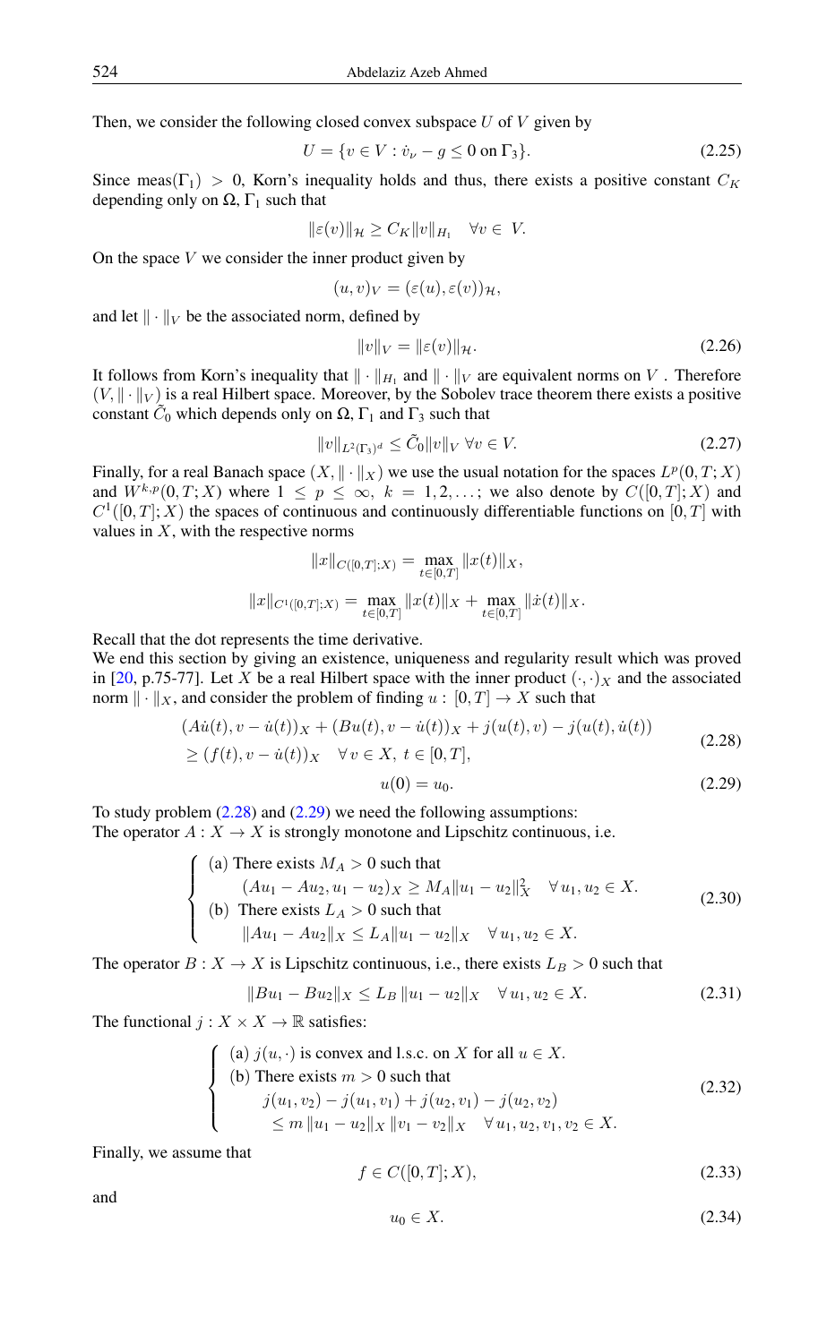Then, we consider the following closed convex subspace $U$ of $V$ given by

$$U = \{v \in V : \dot{v}_\nu - g \leq 0 \text{ on } \Gamma_3\}. \tag{2.25}$$

Since $\text{meas}(\Gamma_1) > 0$, Korn's inequality holds and thus, there exists a positive constant $C_K$ depending only on $\Omega$, $\Gamma_1$ such that

$$\|\varepsilon(v)\|_{\mathcal{H}} \geq C_K \|v\|_{H_1} \quad \forall v \in V.$$

On the space $V$ we consider the inner product given by

$$(u, v)_V = (\varepsilon(u), \varepsilon(v))_{\mathcal{H}},$$

and let $\| \cdot \|_V$ be the associated norm, defined by

$$\|v\|_V = \|\varepsilon(v)\|_{\mathcal{H}}. \tag{2.26}$$

It follows from Korn's inequality that $\| \cdot \|_{H_1}$ and $\| \cdot \|_V$ are equivalent norms on $V$. Therefore $(V, \| \cdot \|_V)$ is a real Hilbert space. Moreover, by the Sobolev trace theorem there exists a positive constant $\tilde{C}_0$ which depends only on $\Omega$, $\Gamma_1$ and $\Gamma_3$ such that

$$\|v\|_{L^2(\Gamma_3)^d} \leq \tilde{C}_0 \|v\|_V \ \forall v \in V. \tag{2.27}$$

Finally, for a real Banach space $(X, \| \cdot \|_X)$ we use the usual notation for the spaces $L^p(0, T; X)$ and $W^{k,p}(0, T; X)$ where $1 \leq p \leq \infty$, $k = 1, 2, \ldots$; we also denote by $C([0, T]; X)$ and $C^1([0, T]; X)$ the spaces of continuous and continuously differentiable functions on $[0, T]$ with values in $X$, with the respective norms

$$\|x\|_{C([0,T];X)} = \max_{t \in [0,T]} \|x(t)\|_X,$$

$$\|x\|_{C^1([0,T];X)} = \max_{t \in [0,T]} \|x(t)\|_X + \max_{t \in [0,T]} \|\dot{x}(t)\|_X.$$

Recall that the dot represents the time derivative.
We end this section by giving an existence, uniqueness and regularity result which was proved in [20, p.75-77]. Let $X$ be a real Hilbert space with the inner product $(\cdot, \cdot)_X$ and the associated norm $\| \cdot \|_X$, and consider the problem of finding $u : [0, T] \to X$ such that

$$\begin{aligned} &(A\dot{u}(t), v - \dot{u}(t))_X + (Bu(t), v - \dot{u}(t))_X + j(u(t), v) - j(u(t), \dot{u}(t)) \\ &\geq (f(t), v - \dot{u}(t))_X \quad \forall v \in X, \ t \in [0, T], \end{aligned} \tag{2.28}$$

$$u(0) = u_0. \tag{2.29}$$

To study problem (2.28) and (2.29) we need the following assumptions:
The operator $A : X \to X$ is strongly monotone and Lipschitz continuous, i.e.

$$\begin{cases} \text{(a) There exists } M_A > 0 \text{ such that} \\ \qquad (Au_1 - Au_2, u_1 - u_2)_X \geq M_A \|u_1 - u_2\|_X^2 \quad \forall u_1, u_2 \in X. \\ \text{(b) There exists } L_A > 0 \text{ such that} \\ \qquad \|Au_1 - Au_2\|_X \leq L_A \|u_1 - u_2\|_X \quad \forall u_1, u_2 \in X. \end{cases} \tag{2.30}$$

The operator $B : X \to X$ is Lipschitz continuous, i.e., there exists $L_B > 0$ such that

$$\|Bu_1 - Bu_2\|_X \leq L_B \|u_1 - u_2\|_X \quad \forall u_1, u_2 \in X. \tag{2.31}$$

The functional $j : X \times X \to \mathbb{R}$ satisfies:

$$\begin{cases} \text{(a) } j(u, \cdot) \text{ is convex and l.s.c. on } X \text{ for all } u \in X. \\ \text{(b) There exists } m > 0 \text{ such that} \\ \qquad j(u_1, v_2) - j(u_1, v_1) + j(u_2, v_1) - j(u_2, v_2) \\ \qquad \leq m \|u_1 - u_2\|_X \|v_1 - v_2\|_X \quad \forall u_1, u_2, v_1, v_2 \in X. \end{cases} \tag{2.32}$$

Finally, we assume that

$$f \in C([0, T]; X), \tag{2.33}$$

and

$$u_0 \in X. \tag{2.34}$$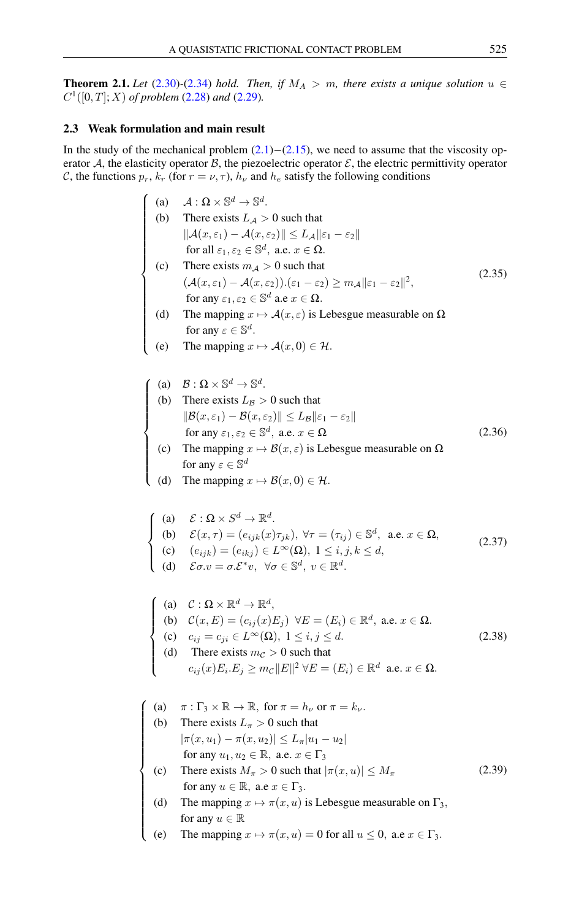**Theorem 2.1.** *Let* (2.30)-(2.34) *hold. Then, if* $M_A > m$, *there exists a unique solution* $u \in C^1([0,T];X)$ *of problem* (2.28) *and* (2.29)*.*

### 2.3 Weak formulation and main result

In the study of the mechanical problem (2.1)$-$(2.15), we need to assume that the viscosity operator $\mathcal{A}$, the elasticity operator $\mathcal{B}$, the piezoelectric operator $\mathcal{E}$, the electric permittivity operator $\mathcal{C}$, the functions $p_r$, $k_r$ (for $r = \nu, \tau$), $h_\nu$ and $h_e$ satisfy the following conditions

$$
\left\{
\begin{array}{ll}
\text{(a)} & \mathcal{A} : \Omega \times \mathbb{S}^d \to \mathbb{S}^d. \\
\text{(b)} & \text{There exists } L_{\mathcal{A}} > 0 \text{ such that} \\
& \|\mathcal{A}(x,\varepsilon_1) - \mathcal{A}(x,\varepsilon_2)\| \le L_{\mathcal{A}} \|\varepsilon_1 - \varepsilon_2\| \\
& \text{for all } \varepsilon_1, \varepsilon_2 \in \mathbb{S}^d, \text{ a.e. } x \in \Omega. \\
\text{(c)} & \text{There exists } m_{\mathcal{A}} > 0 \text{ such that} \\
& (\mathcal{A}(x,\varepsilon_1) - \mathcal{A}(x,\varepsilon_2)).(\varepsilon_1 - \varepsilon_2) \ge m_{\mathcal{A}} \|\varepsilon_1 - \varepsilon_2\|^2, \\
& \text{for any } \varepsilon_1, \varepsilon_2 \in \mathbb{S}^d \text{ a.e } x \in \Omega. \\
\text{(d)} & \text{The mapping } x \mapsto \mathcal{A}(x,\varepsilon) \text{ is Lebesgue measurable on } \Omega \\
& \text{for any } \varepsilon \in \mathbb{S}^d. \\
\text{(e)} & \text{The mapping } x \mapsto \mathcal{A}(x,0) \in \mathcal{H}.
\end{array}
\right.
\tag{2.35}
$$

$$
\left\{
\begin{array}{ll}
\text{(a)} & \mathcal{B} : \Omega \times \mathbb{S}^d \to \mathbb{S}^d. \\
\text{(b)} & \text{There exists } L_{\mathcal{B}} > 0 \text{ such that} \\
& \|\mathcal{B}(x,\varepsilon_1) - \mathcal{B}(x,\varepsilon_2)\| \le L_{\mathcal{B}} \|\varepsilon_1 - \varepsilon_2\| \\
& \text{for any } \varepsilon_1, \varepsilon_2 \in \mathbb{S}^d, \text{ a.e. } x \in \Omega \\
\text{(c)} & \text{The mapping } x \mapsto \mathcal{B}(x,\varepsilon) \text{ is Lebesgue measurable on } \Omega \\
& \text{for any } \varepsilon \in \mathbb{S}^d \\
\text{(d)} & \text{The mapping } x \mapsto \mathcal{B}(x,0) \in \mathcal{H}.
\end{array}
\right.
\tag{2.36}
$$

$$
\left\{
\begin{array}{ll}
\text{(a)} & \mathcal{E} : \Omega \times S^d \to \mathbb{R}^d. \\
\text{(b)} & \mathcal{E}(x,\tau) = (e_{ijk}(x)\tau_{jk}), \ \forall \tau = (\tau_{ij}) \in \mathbb{S}^d, \ \text{ a.e. } x \in \Omega, \\
\text{(c)} & (e_{ijk}) = (e_{ikj}) \in L^\infty(\Omega), \ 1 \le i,j,k \le d, \\
\text{(d)} & \mathcal{E}\sigma.v = \sigma.\mathcal{E}^* v, \ \ \forall \sigma \in \mathbb{S}^d, \ v \in \mathbb{R}^d.
\end{array}
\right.
\tag{2.37}
$$

$$
\left\{
\begin{array}{ll}
\text{(a)} & \mathcal{C} : \Omega \times \mathbb{R}^d \to \mathbb{R}^d, \\
\text{(b)} & \mathcal{C}(x,E) = (c_{ij}(x)E_j) \ \ \forall E = (E_i) \in \mathbb{R}^d, \ \text{a.e. } x \in \Omega. \\
\text{(c)} & c_{ij} = c_{ji} \in L^\infty(\Omega), \ 1 \le i,j \le d. \\
\text{(d)} & \text{There exists } m_{\mathcal{C}} > 0 \text{ such that} \\
& c_{ij}(x)E_i.E_j \ge m_{\mathcal{C}} \|E\|^2 \ \forall E = (E_i) \in \mathbb{R}^d \ \text{ a.e. } x \in \Omega.
\end{array}
\right.
\tag{2.38}
$$

$$
\left\{
\begin{array}{ll}
\text{(a)} & \pi : \Gamma_3 \times \mathbb{R} \to \mathbb{R}, \text{ for } \pi = h_\nu \text{ or } \pi = k_\nu. \\
\text{(b)} & \text{There exists } L_\pi > 0 \text{ such that} \\
& |\pi(x,u_1) - \pi(x,u_2)| \le L_\pi |u_1 - u_2| \\
& \text{for any } u_1, u_2 \in \mathbb{R}, \ \text{a.e. } x \in \Gamma_3 \\
\text{(c)} & \text{There exists } M_\pi > 0 \text{ such that } |\pi(x,u)| \le M_\pi \\
& \text{for any } u \in \mathbb{R}, \ \text{a.e } x \in \Gamma_3. \\
\text{(d)} & \text{The mapping } x \mapsto \pi(x,u) \text{ is Lebesgue measurable on } \Gamma_3, \\
& \text{for any } u \in \mathbb{R} \\
\text{(e)} & \text{The mapping } x \mapsto \pi(x,u) = 0 \text{ for all } u \le 0, \ \text{a.e } x \in \Gamma_3.
\end{array}
\right.
\tag{2.39}
$$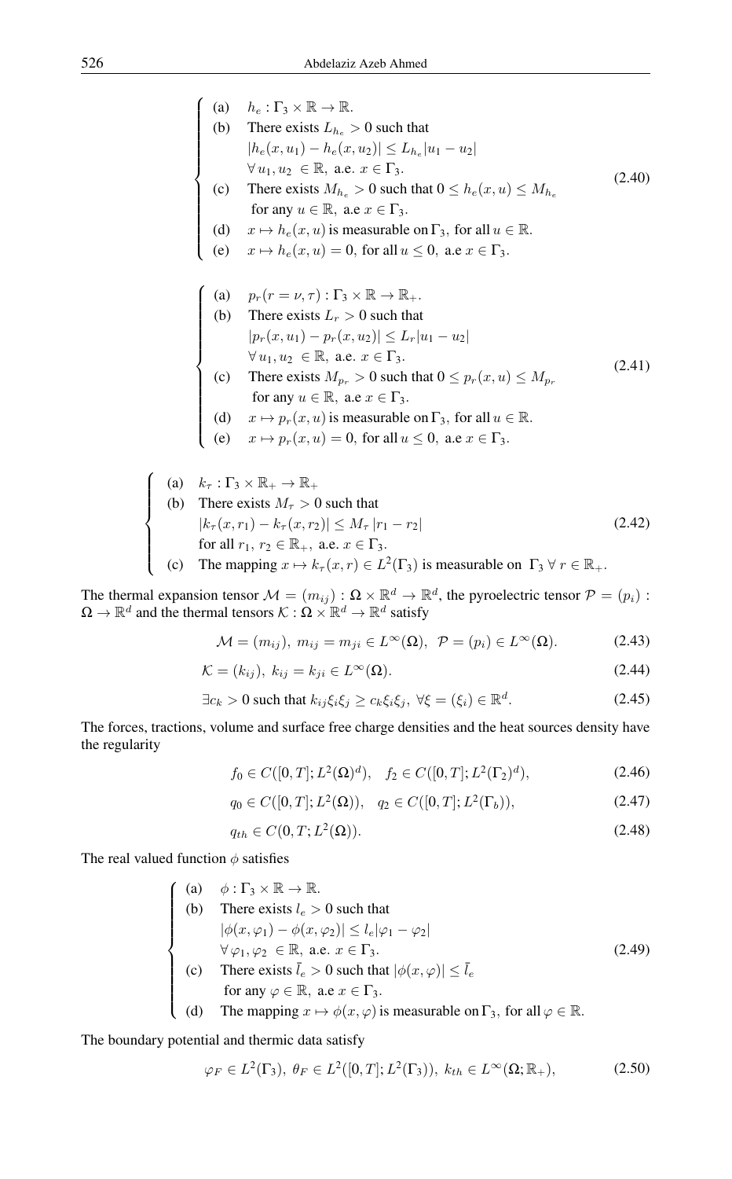$$
\begin{cases}
\text{(a)} & h_e : \Gamma_3 \times \mathbb{R} \to \mathbb{R}. \\
\text{(b)} & \text{There exists } L_{h_e} > 0 \text{ such that} \\
& |h_e(x, u_1) - h_e(x, u_2)| \leq L_{h_e} |u_1 - u_2| \\
& \forall\, u_1, u_2 \in \mathbb{R}, \text{ a.e. } x \in \Gamma_3. \\
\text{(c)} & \text{There exists } M_{h_e} > 0 \text{ such that } 0 \leq h_e(x, u) \leq M_{h_e} \\
& \text{for any } u \in \mathbb{R}, \text{ a.e } x \in \Gamma_3. \\
\text{(d)} & x \mapsto h_e(x, u) \text{ is measurable on } \Gamma_3, \text{ for all } u \in \mathbb{R}. \\
\text{(e)} & x \mapsto h_e(x, u) = 0, \text{ for all } u \leq 0, \text{ a.e } x \in \Gamma_3.
\end{cases}
\tag{2.40}
$$

$$
\begin{cases}
\text{(a)} & p_r(r = \nu, \tau) : \Gamma_3 \times \mathbb{R} \to \mathbb{R}_+. \\
\text{(b)} & \text{There exists } L_r > 0 \text{ such that} \\
& |p_r(x, u_1) - p_r(x, u_2)| \leq L_r |u_1 - u_2| \\
& \forall\, u_1, u_2 \in \mathbb{R}, \text{ a.e. } x \in \Gamma_3. \\
\text{(c)} & \text{There exists } M_{p_r} > 0 \text{ such that } 0 \leq p_r(x, u) \leq M_{p_r} \\
& \text{for any } u \in \mathbb{R}, \text{ a.e } x \in \Gamma_3. \\
\text{(d)} & x \mapsto p_r(x, u) \text{ is measurable on } \Gamma_3, \text{ for all } u \in \mathbb{R}. \\
\text{(e)} & x \mapsto p_r(x, u) = 0, \text{ for all } u \leq 0, \text{ a.e } x \in \Gamma_3.
\end{cases}
\tag{2.41}
$$

$$
\begin{cases}
\text{(a)} & k_\tau : \Gamma_3 \times \mathbb{R}_+ \to \mathbb{R}_+ \\
\text{(b)} & \text{There exists } M_\tau > 0 \text{ such that} \\
& |k_\tau(x, r_1) - k_\tau(x, r_2)| \leq M_\tau\, |r_1 - r_2| \\
& \text{for all } r_1, r_2 \in \mathbb{R}_+, \text{ a.e. } x \in \Gamma_3. \\
\text{(c)} & \text{The mapping } x \mapsto k_\tau(x, r) \in L^2(\Gamma_3) \text{ is measurable on } \Gamma_3\ \forall\, r \in \mathbb{R}_+.
\end{cases}
\tag{2.42}
$$

The thermal expansion tensor $\mathcal{M} = (m_{ij}) : \Omega \times \mathbb{R}^d \to \mathbb{R}^d$, the pyroelectric tensor $\mathcal{P} = (p_i) : \Omega \to \mathbb{R}^d$ and the thermal tensors $\mathcal{K} : \Omega \times \mathbb{R}^d \to \mathbb{R}^d$ satisfy

$$
\mathcal{M} = (m_{ij}),\ m_{ij} = m_{ji} \in L^\infty(\Omega),\ \ \mathcal{P} = (p_i) \in L^\infty(\Omega). \tag{2.43}
$$

$$
\mathcal{K} = (k_{ij}),\ k_{ij} = k_{ji} \in L^\infty(\Omega). \tag{2.44}
$$

$$
\exists c_k > 0 \text{ such that } k_{ij}\xi_i\xi_j \geq c_k \xi_i \xi_j,\ \forall \xi = (\xi_i) \in \mathbb{R}^d. \tag{2.45}
$$

The forces, tractions, volume and surface free charge densities and the heat sources density have the regularity

$$
f_0 \in C([0,T]; L^2(\Omega)^d), \quad f_2 \in C([0,T]; L^2(\Gamma_2)^d), \tag{2.46}
$$

$$
q_0 \in C([0,T]; L^2(\Omega)), \quad q_2 \in C([0,T]; L^2(\Gamma_b)), \tag{2.47}
$$

$$
q_{th} \in C(0,T; L^2(\Omega)). \tag{2.48}
$$

The real valued function $\phi$ satisfies

$$
\begin{cases}
\text{(a)} & \phi : \Gamma_3 \times \mathbb{R} \to \mathbb{R}. \\
\text{(b)} & \text{There exists } l_e > 0 \text{ such that} \\
& |\phi(x, \varphi_1) - \phi(x, \varphi_2)| \leq l_e |\varphi_1 - \varphi_2| \\
& \forall\, \varphi_1, \varphi_2 \in \mathbb{R}, \text{ a.e. } x \in \Gamma_3. \\
\text{(c)} & \text{There exists } \bar{l}_e > 0 \text{ such that } |\phi(x, \varphi)| \leq \bar{l}_e \\
& \text{for any } \varphi \in \mathbb{R}, \text{ a.e } x \in \Gamma_3. \\
\text{(d)} & \text{The mapping } x \mapsto \phi(x, \varphi) \text{ is measurable on } \Gamma_3, \text{ for all } \varphi \in \mathbb{R}.
\end{cases}
\tag{2.49}
$$

The boundary potential and thermic data satisfy

$$
\varphi_F \in L^2(\Gamma_3),\ \theta_F \in L^2([0,T]; L^2(\Gamma_3)),\ k_{th} \in L^\infty(\Omega; \mathbb{R}_+), \tag{2.50}
$$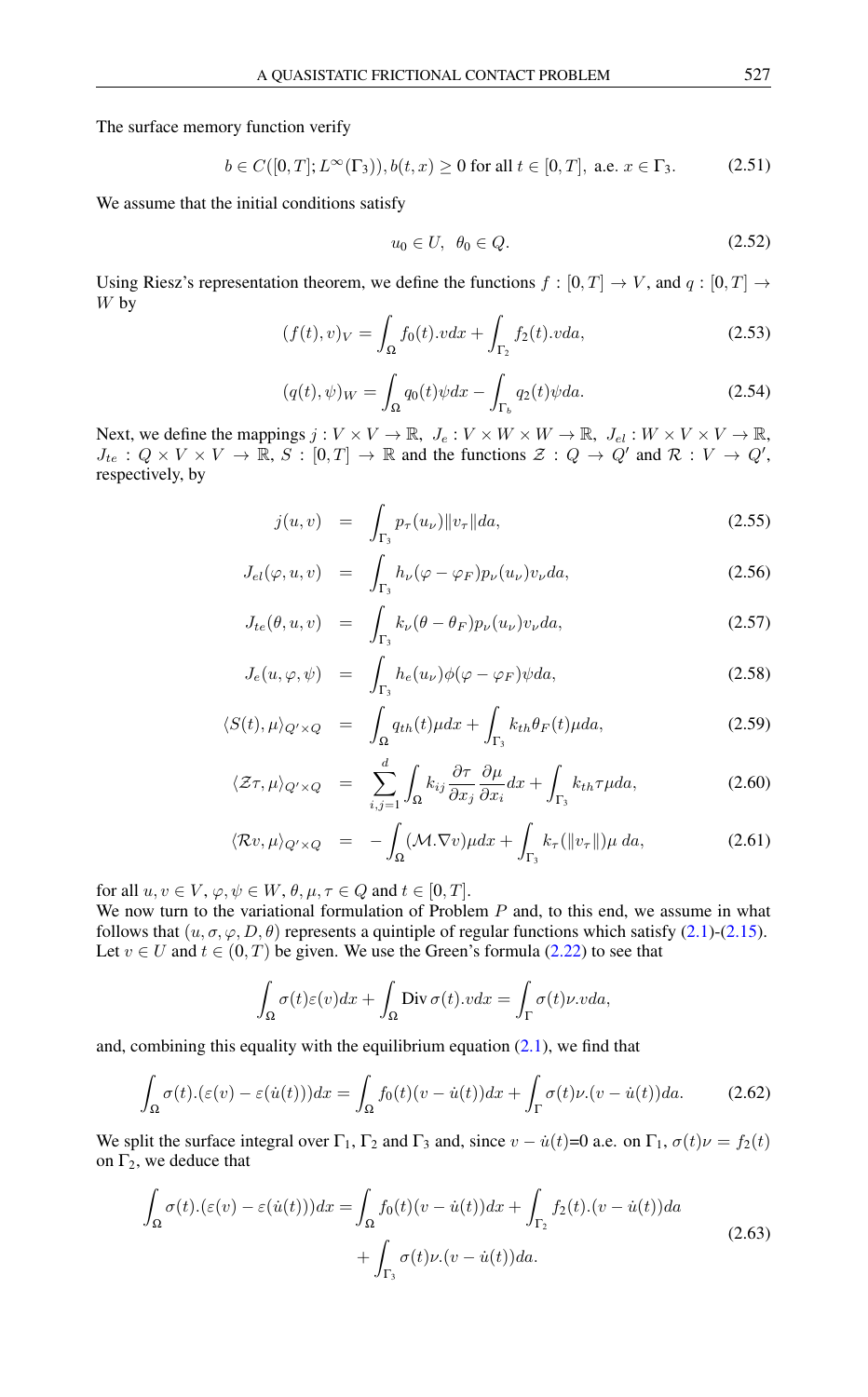The surface memory function verify

$$b \in C([0,T]; L^\infty(\Gamma_3)), b(t,x) \geq 0 \text{ for all } t \in [0,T], \text{ a.e. } x \in \Gamma_3. \tag{2.51}$$

We assume that the initial conditions satisfy

$$u_0 \in U, \ \ \theta_0 \in Q. \tag{2.52}$$

Using Riesz's representation theorem, we define the functions $f : [0,T] \to V$, and $q : [0,T] \to W$ by

$$(f(t), v)_V = \int_\Omega f_0(t).v dx + \int_{\Gamma_2} f_2(t).v da, \tag{2.53}$$

$$(q(t), \psi)_W = \int_\Omega q_0(t)\psi dx - \int_{\Gamma_b} q_2(t)\psi da. \tag{2.54}$$

Next, we define the mappings $j : V \times V \to \mathbb{R}$, $J_e : V \times W \times W \to \mathbb{R}$, $J_{el} : W \times V \times V \to \mathbb{R}$, $J_{te} : Q \times V \times V \to \mathbb{R}$, $S : [0,T] \to \mathbb{R}$ and the functions $\mathcal{Z} : Q \to Q'$ and $\mathcal{R} : V \to Q'$, respectively, by

$$j(u,v) = \int_{\Gamma_3} p_\tau(u_\nu)\|v_\tau\| da, \tag{2.55}$$

$$J_{el}(\varphi, u, v) = \int_{\Gamma_3} h_\nu(\varphi - \varphi_F) p_\nu(u_\nu) v_\nu da, \tag{2.56}$$

$$J_{te}(\theta, u, v) = \int_{\Gamma_3} k_\nu(\theta - \theta_F) p_\nu(u_\nu) v_\nu da, \tag{2.57}$$

$$J_e(u, \varphi, \psi) = \int_{\Gamma_3} h_e(u_\nu)\phi(\varphi - \varphi_F)\psi da, \tag{2.58}$$

$$\langle S(t), \mu\rangle_{Q' \times Q} = \int_\Omega q_{th}(t)\mu dx + \int_{\Gamma_3} k_{th}\theta_F(t)\mu da, \tag{2.59}$$

$$\langle \mathcal{Z}\tau, \mu\rangle_{Q' \times Q} = \sum_{i,j=1}^{d} \int_\Omega k_{ij} \frac{\partial \tau}{\partial x_j}\frac{\partial \mu}{\partial x_i} dx + \int_{\Gamma_3} k_{th}\tau\mu da, \tag{2.60}$$

$$\langle \mathcal{R}v, \mu\rangle_{Q' \times Q} = -\int_\Omega (\mathcal{M}.\nabla v)\mu dx + \int_{\Gamma_3} k_\tau(\|v_\tau\|)\mu \, da, \tag{2.61}$$

for all $u, v \in V$, $\varphi, \psi \in W$, $\theta, \mu, \tau \in Q$ and $t \in [0,T]$.
We now turn to the variational formulation of Problem $P$ and, to this end, we assume in what follows that $(u, \sigma, \varphi, D, \theta)$ represents a quintiple of regular functions which satisfy (2.1)-(2.15). Let $v \in U$ and $t \in (0,T)$ be given. We use the Green's formula (2.22) to see that

$$\int_\Omega \sigma(t)\varepsilon(v) dx + \int_\Omega \operatorname{Div}\sigma(t).v dx = \int_\Gamma \sigma(t)\nu.v da,$$

and, combining this equality with the equilibrium equation (2.1), we find that

$$\int_\Omega \sigma(t).(\varepsilon(v) - \varepsilon(\dot{u}(t))) dx = \int_\Omega f_0(t)(v - \dot{u}(t)) dx + \int_\Gamma \sigma(t)\nu.(v - \dot{u}(t)) da. \tag{2.62}$$

We split the surface integral over $\Gamma_1$, $\Gamma_2$ and $\Gamma_3$ and, since $v - \dot{u}(t)$=0 a.e. on $\Gamma_1$, $\sigma(t)\nu = f_2(t)$ on $\Gamma_2$, we deduce that

$$\begin{aligned}\int_\Omega \sigma(t).(\varepsilon(v) - \varepsilon(\dot{u}(t))) dx = &\int_\Omega f_0(t)(v - \dot{u}(t)) dx + \int_{\Gamma_2} f_2(t).(v - \dot{u}(t)) da \\ &+ \int_{\Gamma_3} \sigma(t)\nu.(v - \dot{u}(t)) da.\end{aligned} \tag{2.63}$$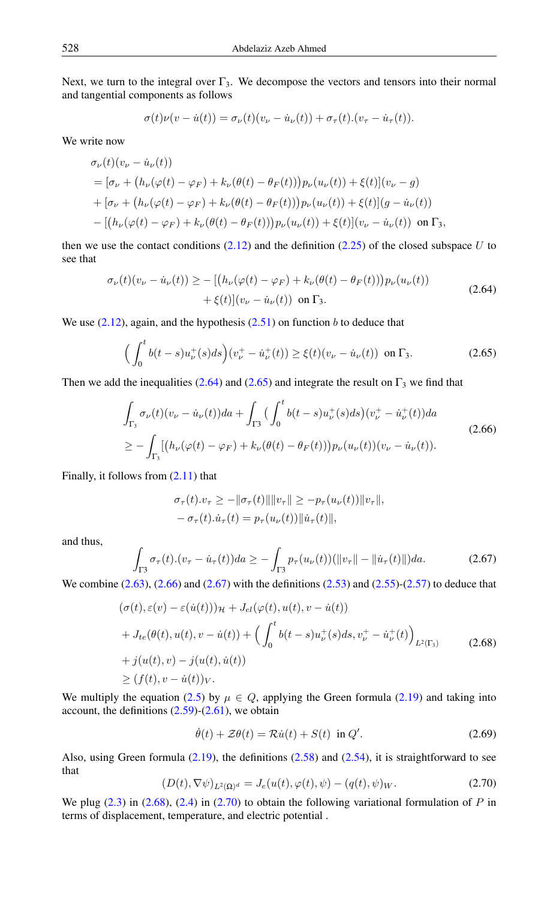Next, we turn to the integral over $\Gamma_3$. We decompose the vectors and tensors into their normal and tangential components as follows

$$\sigma(t)\nu(v - \dot{u}(t)) = \sigma_\nu(t)(v_\nu - \dot{u}_\nu(t)) + \sigma_\tau(t).(v_\tau - \dot{u}_\tau(t)).$$

We write now

$$\begin{aligned}
&\sigma_\nu(t)(v_\nu - \dot{u}_\nu(t)) \\
&= [\sigma_\nu + \big(h_\nu(\varphi(t) - \varphi_F) + k_\nu(\theta(t) - \theta_F(t))\big)p_\nu(u_\nu(t)) + \xi(t)](v_\nu - g) \\
&+ [\sigma_\nu + \big(h_\nu(\varphi(t) - \varphi_F) + k_\nu(\theta(t) - \theta_F(t))\big)p_\nu(u_\nu(t)) + \xi(t)](g - \dot{u}_\nu(t)) \\
&- [\big(h_\nu(\varphi(t) - \varphi_F) + k_\nu(\theta(t) - \theta_F(t))\big)p_\nu(u_\nu(t)) + \xi(t)](v_\nu - \dot{u}_\nu(t)) \ \text{ on } \Gamma_3,
\end{aligned}$$

then we use the contact conditions (2.12) and the definition (2.25) of the closed subspace $U$ to see that

$$\begin{aligned}
\sigma_\nu(t)(v_\nu - \dot{u}_\nu(t)) \geq &- [\big(h_\nu(\varphi(t) - \varphi_F) + k_\nu(\theta(t) - \theta_F(t))\big)p_\nu(u_\nu(t)) \\
&+ \xi(t)](v_\nu - \dot{u}_\nu(t)) \ \text{ on } \Gamma_3.
\end{aligned} \tag{2.64}$$

We use (2.12), again, and the hypothesis (2.51) on function $b$ to deduce that

$$\Big(\int_0^t b(t-s)u_\nu^+(s)ds\Big)(v_\nu^+ - \dot{u}_\nu^+(t)) \geq \xi(t)(v_\nu - \dot{u}_\nu(t)) \ \text{ on } \Gamma_3. \tag{2.65}$$

Then we add the inequalities (2.64) and (2.65) and integrate the result on $\Gamma_3$ we find that

$$\begin{aligned}
&\int_{\Gamma_3} \sigma_\nu(t)(v_\nu - \dot{u}_\nu(t))da + \int_{\Gamma 3} \big(\int_0^t b(t-s)u_\nu^+(s)ds\big)(v_\nu^+ - \dot{u}_\nu^+(t))da \\
&\geq -\int_{\Gamma_3} [\big(h_\nu(\varphi(t) - \varphi_F) + k_\nu(\theta(t) - \theta_F(t))\big)p_\nu(u_\nu(t))(v_\nu - \dot{u}_\nu(t)).
\end{aligned} \tag{2.66}$$

Finally, it follows from (2.11) that

$$\begin{aligned}
&\sigma_\tau(t).v_\tau \geq -\|\sigma_\tau(t)\|\|v_\tau\| \geq -p_\tau(u_\nu(t))\|v_\tau\|, \\
&-\sigma_\tau(t).\dot{u}_\tau(t) = p_\tau(u_\nu(t))\|\dot{u}_\tau(t)\|,
\end{aligned}$$

and thus,

$$\int_{\Gamma 3} \sigma_\tau(t).(v_\tau - \dot{u}_\tau(t))da \geq -\int_{\Gamma 3} p_\tau(u_\nu(t))(\|v_\tau\| - \|\dot{u}_\tau(t)\|)da. \tag{2.67}$$

We combine (2.63), (2.66) and (2.67) with the definitions (2.53) and (2.55)-(2.57) to deduce that

$$\begin{aligned}
&(\sigma(t), \varepsilon(v) - \varepsilon(\dot{u}(t)))_{\mathcal{H}} + J_{el}(\varphi(t), u(t), v - \dot{u}(t)) \\
&+ J_{te}(\theta(t), u(t), v - \dot{u}(t)) + \Big(\int_0^t b(t-s)u_\nu^+(s)ds, v_\nu^+ - \dot{u}_\nu^+(t)\Big)_{L^2(\Gamma_3)} \\
&+ j(u(t), v) - j(u(t), \dot{u}(t)) \\
&\geq (f(t), v - \dot{u}(t))_V.
\end{aligned} \tag{2.68}$$

We multiply the equation (2.5) by $\mu \in Q$, applying the Green formula (2.19) and taking into account, the definitions (2.59)-(2.61), we obtain

$$\dot{\theta}(t) + \mathcal{Z}\theta(t) = \mathcal{R}\dot{u}(t) + S(t) \ \text{ in } Q'. \tag{2.69}$$

Also, using Green formula (2.19), the definitions (2.58) and (2.54), it is straightforward to see that

$$(D(t), \nabla\psi)_{L^2(\Omega)^d} = J_e(u(t), \varphi(t), \psi) - (q(t), \psi)_W. \tag{2.70}$$

We plug (2.3) in (2.68), (2.4) in (2.70) to obtain the following variational formulation of $P$ in terms of displacement, temperature, and electric potential .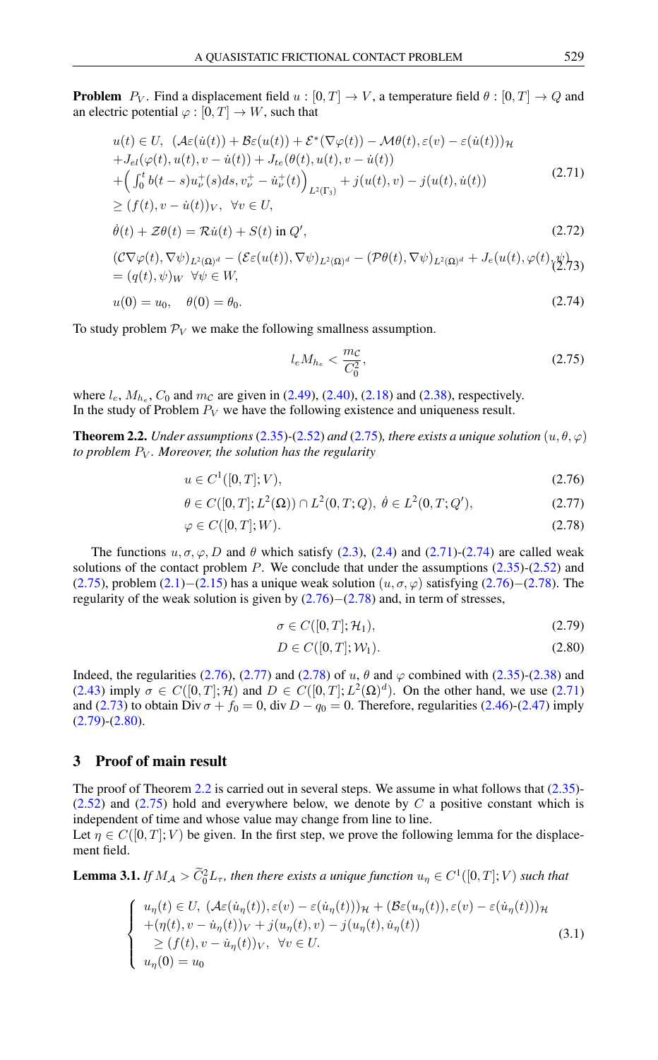**Problem** $P_V$. Find a displacement field $u : [0,T] \to V$, a temperature field $\theta : [0,T] \to Q$ and an electric potential $\varphi : [0,T] \to W$, such that

$$
\begin{aligned}
&u(t) \in U,\ \ (\mathcal{A}\varepsilon(\dot{u}(t)) + \mathcal{B}\varepsilon(u(t)) + \mathcal{E}^*(\nabla\varphi(t)) - \mathcal{M}\theta(t), \varepsilon(v) - \varepsilon(\dot{u}(t)))_{\mathcal{H}} \\
&+ J_{el}(\varphi(t), u(t), v - \dot{u}(t)) + J_{te}(\theta(t), u(t), v - \dot{u}(t)) \\
&+ \Big( \int_0^t b(t-s) u_\nu^+(s) ds, v_\nu^+ - \dot{u}_\nu^+(t) \Big)_{L^2(\Gamma_3)} + j(u(t), v) - j(u(t), \dot{u}(t)) \\
&\geq (f(t), v - \dot{u}(t))_V,\ \ \forall v \in U,
\end{aligned}
\tag{2.71}
$$

$$
\dot{\theta}(t) + \mathcal{Z}\theta(t) = \mathcal{R}\dot{u}(t) + S(t) \text{ in } Q', \tag{2.72}
$$

$$
\begin{aligned}
&(\mathcal{C}\nabla\varphi(t), \nabla\psi)_{L^2(\Omega)^d} - (\mathcal{E}\varepsilon(u(t)), \nabla\psi)_{L^2(\Omega)^d} - (\mathcal{P}\theta(t), \nabla\psi)_{L^2(\Omega)^d} + J_e(u(t), \varphi(t), \psi) \\
&= (q(t), \psi)_W\ \ \forall \psi \in W,
\end{aligned}
\tag{2.73}
$$

$$
u(0) = u_0, \quad \theta(0) = \theta_0. \tag{2.74}
$$

To study problem $\mathcal{P}_V$ we make the following smallness assumption.

$$
l_e M_{h_e} < \frac{m_{\mathcal{C}}}{C_0^2}, \tag{2.75}
$$

where $l_e$, $M_{h_e}$, $C_0$ and $m_{\mathcal{C}}$ are given in (2.49), (2.40), (2.18) and (2.38), respectively.
In the study of Problem $P_V$ we have the following existence and uniqueness result.

**Theorem 2.2.** *Under assumptions* (2.35)-(2.52) *and* (2.75)*, there exists a unique solution* $(u, \theta, \varphi)$ *to problem* $P_V$*. Moreover, the solution has the regularity*

$$
u \in C^1([0,T]; V), \tag{2.76}
$$

$$
\theta \in C([0,T]; L^2(\Omega)) \cap L^2(0,T; Q),\ \dot{\theta} \in L^2(0,T; Q'), \tag{2.77}
$$

$$
\varphi \in C([0,T]; W). \tag{2.78}
$$

The functions $u, \sigma, \varphi, D$ and $\theta$ which satisfy (2.3), (2.4) and (2.71)-(2.74) are called weak solutions of the contact problem $P$. We conclude that under the assumptions (2.35)-(2.52) and (2.75), problem (2.1)−(2.15) has a unique weak solution $(u, \sigma, \varphi)$ satisfying (2.76)−(2.78). The regularity of the weak solution is given by (2.76)−(2.78) and, in term of stresses,

$$
\sigma \in C([0,T]; \mathcal{H}_1), \tag{2.79}
$$

$$
D \in C([0,T]; \mathcal{W}_1). \tag{2.80}
$$

Indeed, the regularities (2.76), (2.77) and (2.78) of $u$, $\theta$ and $\varphi$ combined with (2.35)-(2.38) and (2.43) imply $\sigma \in C([0,T]; \mathcal{H})$ and $D \in C([0,T]; L^2(\Omega)^d)$. On the other hand, we use (2.71) and (2.73) to obtain $\operatorname{Div} \sigma + f_0 = 0$, $\operatorname{div} D - q_0 = 0$. Therefore, regularities (2.46)-(2.47) imply (2.79)-(2.80).

## 3 Proof of main result

The proof of Theorem 2.2 is carried out in several steps. We assume in what follows that (2.35)-(2.52) and (2.75) hold and everywhere below, we denote by $C$ a positive constant which is independent of time and whose value may change from line to line.
Let $\eta \in C([0,T]; V)$ be given. In the first step, we prove the following lemma for the displacement field.

**Lemma 3.1.** *If* $M_{\mathcal{A}} > \widetilde{C}_0^2 L_\tau$*, then there exists a unique function* $u_\eta \in C^1([0,T]; V)$ *such that*

$$
\left\{
\begin{aligned}
&u_\eta(t) \in U,\ (\mathcal{A}\varepsilon(\dot{u}_\eta(t)), \varepsilon(v) - \varepsilon(\dot{u}_\eta(t)))_{\mathcal{H}} + (\mathcal{B}\varepsilon(u_\eta(t)), \varepsilon(v) - \varepsilon(\dot{u}_\eta(t)))_{\mathcal{H}} \\
&+ (\eta(t), v - \dot{u}_\eta(t))_V + j(u_\eta(t), v) - j(u_\eta(t), \dot{u}_\eta(t)) \\
&\quad \geq (f(t), v - \dot{u}_\eta(t))_V,\ \ \forall v \in U. \\
&u_\eta(0) = u_0
\end{aligned}
\right.
\tag{3.1}
$$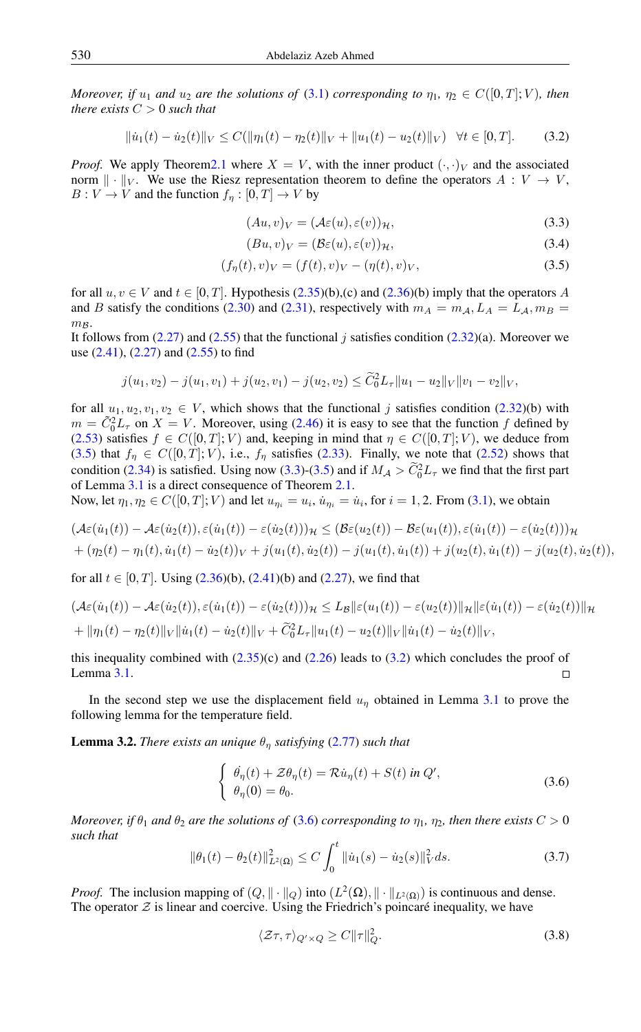*Moreover, if $u_1$ and $u_2$ are the solutions of (3.1) corresponding to $\eta_1$, $\eta_2 \in C([0,T];V)$, then there exists $C > 0$ such that*

$$\|\dot{u}_1(t) - \dot{u}_2(t)\|_V \leq C(\|\eta_1(t) - \eta_2(t)\|_V + \|u_1(t) - u_2(t)\|_V) \quad \forall t \in [0,T]. \tag{3.2}$$

*Proof.* We apply Theorem2.1 where $X = V$, with the inner product $(\cdot,\cdot)_V$ and the associated norm $\|\cdot\|_V$. We use the Riesz representation theorem to define the operators $A : V \to V$, $B : V \to V$ and the function $f_\eta : [0,T] \to V$ by

$$(Au, v)_V = (\mathcal{A}\varepsilon(u), \varepsilon(v))_{\mathcal{H}}, \tag{3.3}$$

$$(Bu, v)_V = (\mathcal{B}\varepsilon(u), \varepsilon(v))_{\mathcal{H}}, \tag{3.4}$$

$$(f_\eta(t), v)_V = (f(t), v)_V - (\eta(t), v)_V, \tag{3.5}$$

for all $u, v \in V$ and $t \in [0,T]$. Hypothesis (2.35)(b),(c) and (2.36)(b) imply that the operators $A$ and $B$ satisfy the conditions (2.30) and (2.31), respectively with $m_A = m_{\mathcal{A}}, L_A = L_{\mathcal{A}}, m_B = m_{\mathcal{B}}$.
It follows from (2.27) and (2.55) that the functional $j$ satisfies condition (2.32)(a). Moreover we use (2.41), (2.27) and (2.55) to find

$$j(u_1, v_2) - j(u_1, v_1) + j(u_2, v_1) - j(u_2, v_2) \leq \widetilde{C}_0^2 L_\tau \|u_1 - u_2\|_V \|v_1 - v_2\|_V,$$

for all $u_1, u_2, v_1, v_2 \in V$, which shows that the functional $j$ satisfies condition (2.32)(b) with $m = \widetilde{C}_0^2 L_\tau$ on $X = V$. Moreover, using (2.46) it is easy to see that the function $f$ defined by (2.53) satisfies $f \in C([0,T];V)$ and, keeping in mind that $\eta \in C([0,T];V)$, we deduce from (3.5) that $f_\eta \in C([0,T];V)$, i.e., $f_\eta$ satisfies (2.33). Finally, we note that (2.52) shows that condition (2.34) is satisfied. Using now (3.3)-(3.5) and if $M_{\mathcal{A}} > \widetilde{C}_0^2 L_\tau$ we find that the first part of Lemma 3.1 is a direct consequence of Theorem 2.1.
Now, let $\eta_1, \eta_2 \in C([0,T];V)$ and let $u_{\eta_i} = u_i$, $\dot{u}_{\eta_i} = \dot{u}_i$, for $i = 1, 2$. From (3.1), we obtain

$$\begin{aligned}
&(\mathcal{A}\varepsilon(\dot{u}_1(t)) - \mathcal{A}\varepsilon(\dot{u}_2(t)), \varepsilon(\dot{u}_1(t)) - \varepsilon(\dot{u}_2(t)))_{\mathcal{H}} \leq (\mathcal{B}\varepsilon(u_2(t)) - \mathcal{B}\varepsilon(u_1(t)), \varepsilon(\dot{u}_1(t)) - \varepsilon(\dot{u}_2(t)))_{\mathcal{H}} \\
&+ (\eta_2(t) - \eta_1(t), \dot{u}_1(t) - \dot{u}_2(t))_V + j(u_1(t), \dot{u}_2(t)) - j(u_1(t), \dot{u}_1(t)) + j(u_2(t), \dot{u}_1(t)) - j(u_2(t), \dot{u}_2(t)),
\end{aligned}$$

for all $t \in [0,T]$. Using (2.36)(b), (2.41)(b) and (2.27), we find that

$$\begin{aligned}
&(\mathcal{A}\varepsilon(\dot{u}_1(t)) - \mathcal{A}\varepsilon(\dot{u}_2(t)), \varepsilon(\dot{u}_1(t)) - \varepsilon(\dot{u}_2(t)))_{\mathcal{H}} \leq L_{\mathcal{B}} \|\varepsilon(u_1(t)) - \varepsilon(u_2(t))\|_{\mathcal{H}} \|\varepsilon(\dot{u}_1(t)) - \varepsilon(\dot{u}_2(t))\|_{\mathcal{H}} \\
&+ \|\eta_1(t) - \eta_2(t)\|_V \|\dot{u}_1(t) - \dot{u}_2(t)\|_V + \widetilde{C}_0^2 L_\tau \|u_1(t) - u_2(t)\|_V \|\dot{u}_1(t) - \dot{u}_2(t)\|_V,
\end{aligned}$$

this inequality combined with (2.35)(c) and (2.26) leads to (3.2) which concludes the proof of Lemma 3.1. □

In the second step we use the displacement field $u_\eta$ obtained in Lemma 3.1 to prove the following lemma for the temperature field.

**Lemma 3.2.** *There exists an unique $\theta_\eta$ satisfying (2.77) such that*

$$\begin{cases} \dot{\theta}_\eta(t) + \mathcal{Z}\theta_\eta(t) = \mathcal{R}\dot{u}_\eta(t) + S(t) \text{ in } Q', \\ \theta_\eta(0) = \theta_0. \end{cases} \tag{3.6}$$

*Moreover, if $\theta_1$ and $\theta_2$ are the solutions of (3.6) corresponding to $\eta_1$, $\eta_2$, then there exists $C > 0$ such that*

$$\|\theta_1(t) - \theta_2(t)\|_{L^2(\Omega)}^2 \leq C \int_0^t \|\dot{u}_1(s) - \dot{u}_2(s)\|_V^2 ds. \tag{3.7}$$

*Proof.* The inclusion mapping of $(Q, \|\cdot\|_Q)$ into $(L^2(\Omega), \|\cdot\|_{L^2(\Omega)})$ is continuous and dense. The operator $\mathcal{Z}$ is linear and coercive. Using the Friedrich's poincaré inequality, we have

$$\langle \mathcal{Z}\tau, \tau \rangle_{Q' \times Q} \geq C\|\tau\|_Q^2. \tag{3.8}$$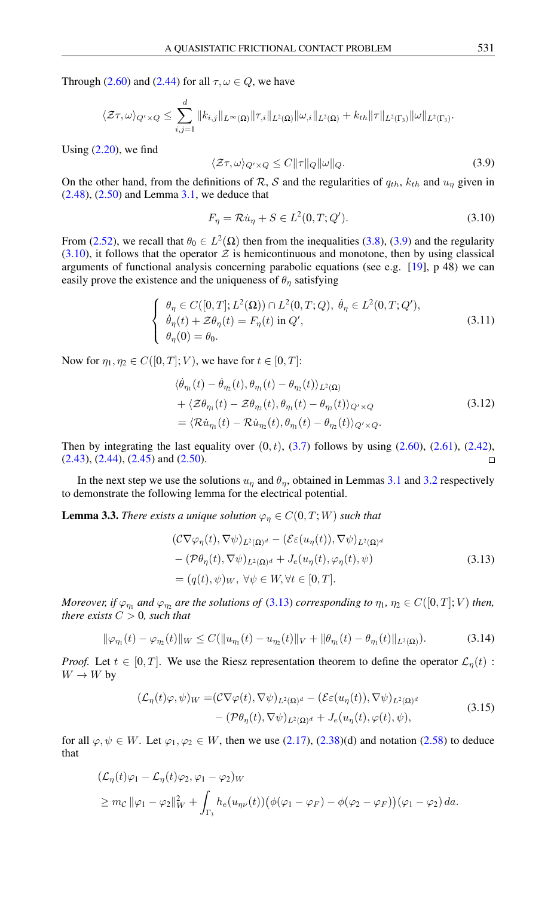Through (2.60) and (2.44) for all $\tau, \omega \in Q$, we have

$$\langle \mathcal{Z}\tau, \omega \rangle_{Q' \times Q} \leq \sum_{i,j=1}^{d} \|k_{i,j}\|_{L^\infty(\Omega)} \|\tau_{,i}\|_{L^2(\Omega)} \|\omega_{,i}\|_{L^2(\Omega)} + k_{th} \|\tau\|_{L^2(\Gamma_3)} \|\omega\|_{L^2(\Gamma_3)}.$$

Using (2.20), we find

$$\langle \mathcal{Z}\tau, \omega \rangle_{Q' \times Q} \leq C \|\tau\|_Q \|\omega\|_Q. \tag{3.9}$$

On the other hand, from the definitions of $\mathcal{R}$, $\mathcal{S}$ and the regularities of $q_{th}$, $k_{th}$ and $u_\eta$ given in (2.48), (2.50) and Lemma 3.1, we deduce that

$$F_\eta = \mathcal{R}\dot{u}_\eta + S \in L^2(0, T; Q'). \tag{3.10}$$

From (2.52), we recall that $\theta_0 \in L^2(\Omega)$ then from the inequalities (3.8), (3.9) and the regularity (3.10), it follows that the operator $\mathcal{Z}$ is hemicontinuous and monotone, then by using classical arguments of functional analysis concerning parabolic equations (see e.g. [19], p 48) we can easily prove the existence and the uniqueness of $\theta_\eta$ satisfying

$$\begin{cases} \theta_\eta \in C([0, T]; L^2(\Omega)) \cap L^2(0, T; Q),\ \dot{\theta}_\eta \in L^2(0, T; Q'), \\ \dot{\theta}_\eta(t) + \mathcal{Z}\theta_\eta(t) = F_\eta(t) \text{ in } Q', \\ \theta_\eta(0) = \theta_0. \end{cases} \tag{3.11}$$

Now for $\eta_1, \eta_2 \in C([0, T]; V)$, we have for $t \in [0, T]$:

$$\begin{aligned} &\langle \dot{\theta}_{\eta_1}(t) - \dot{\theta}_{\eta_2}(t), \theta_{\eta_1}(t) - \theta_{\eta_2}(t) \rangle_{L^2(\Omega)} \\ &+ \langle \mathcal{Z}\theta_{\eta_1}(t) - \mathcal{Z}\theta_{\eta_2}(t), \theta_{\eta_1}(t) - \theta_{\eta_2}(t) \rangle_{Q' \times Q} \\ &= \langle \mathcal{R}\dot{u}_{\eta_1}(t) - \mathcal{R}\dot{u}_{\eta_2}(t), \theta_{\eta_1}(t) - \theta_{\eta_2}(t) \rangle_{Q' \times Q}. \end{aligned} \tag{3.12}$$

Then by integrating the last equality over $(0, t)$, (3.7) follows by using (2.60), (2.61), (2.42), (2.43), (2.44), (2.45) and (2.50). $\square$

In the next step we use the solutions $u_\eta$ and $\theta_\eta$, obtained in Lemmas 3.1 and 3.2 respectively to demonstrate the following lemma for the electrical potential.

**Lemma 3.3.** *There exists a unique solution* $\varphi_\eta \in C(0, T; W)$ *such that*

$$\begin{aligned} &(\mathcal{C}\nabla\varphi_\eta(t), \nabla\psi)_{L^2(\Omega)^d} - (\mathcal{E}\varepsilon(u_\eta(t)), \nabla\psi)_{L^2(\Omega)^d} \\ &- (\mathcal{P}\theta_\eta(t), \nabla\psi)_{L^2(\Omega)^d} + J_e(u_\eta(t), \varphi_\eta(t), \psi) \\ &= (q(t), \psi)_W,\ \forall \psi \in W, \forall t \in [0, T]. \end{aligned} \tag{3.13}$$

*Moreover, if* $\varphi_{\eta_1}$ *and* $\varphi_{\eta_2}$ *are the solutions of* (3.13) *corresponding to* $\eta_1$, $\eta_2 \in C([0, T]; V)$ *then, there exists* $C > 0$*, such that*

$$\|\varphi_{\eta_1}(t) - \varphi_{\eta_2}(t)\|_W \leq C(\|u_{\eta_1}(t) - u_{\eta_2}(t)\|_V + \|\theta_{\eta_1}(t) - \theta_{\eta_1}(t)\|_{L^2(\Omega)}). \tag{3.14}$$

*Proof.* Let $t \in [0, T]$. We use the Riesz representation theorem to define the operator $\mathcal{L}_\eta(t) : W \to W$ by

$$\begin{aligned} (\mathcal{L}_\eta(t)\varphi, \psi)_W = &(\mathcal{C}\nabla\varphi(t), \nabla\psi)_{L^2(\Omega)^d} - (\mathcal{E}\varepsilon(u_\eta(t)), \nabla\psi)_{L^2(\Omega)^d} \\ &- (\mathcal{P}\theta_\eta(t), \nabla\psi)_{L^2(\Omega)^d} + J_e(u_\eta(t), \varphi(t), \psi), \end{aligned} \tag{3.15}$$

for all $\varphi, \psi \in W$. Let $\varphi_1, \varphi_2 \in W$, then we use (2.17), (2.38)(d) and notation (2.58) to deduce that

$$\begin{aligned} &(\mathcal{L}_\eta(t)\varphi_1 - \mathcal{L}_\eta(t)\varphi_2, \varphi_1 - \varphi_2)_W \\ &\geq m_{\mathcal{C}} \|\varphi_1 - \varphi_2\|_W^2 + \int_{\Gamma_3} h_e(u_{\eta\nu}(t)) \big(\phi(\varphi_1 - \varphi_F) - \phi(\varphi_2 - \varphi_F)\big)(\varphi_1 - \varphi_2)\, da. \end{aligned}$$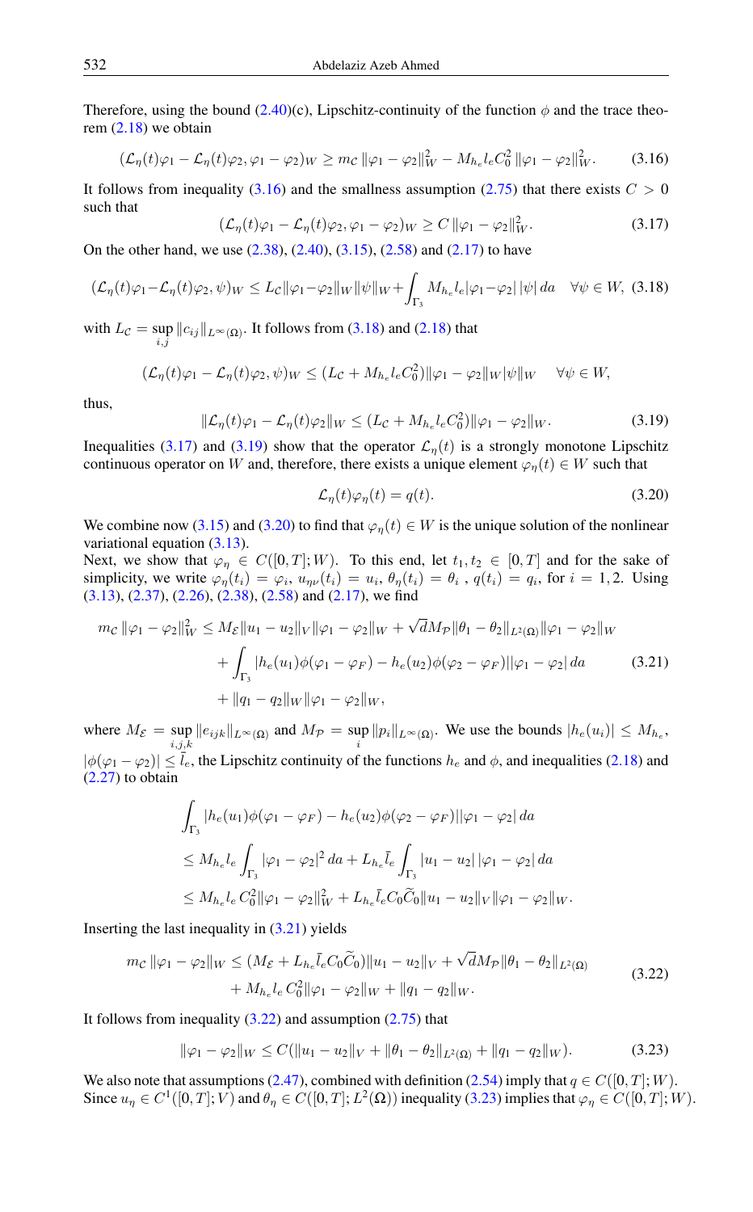Therefore, using the bound (2.40)(c), Lipschitz-continuity of the function $\phi$ and the trace theorem (2.18) we obtain

$$(\mathcal{L}_\eta(t)\varphi_1 - \mathcal{L}_\eta(t)\varphi_2, \varphi_1 - \varphi_2)_W \geq m_{\mathcal{C}} \|\varphi_1 - \varphi_2\|_W^2 - M_{h_e} l_e C_0^2 \|\varphi_1 - \varphi_2\|_W^2. \tag{3.16}$$

It follows from inequality (3.16) and the smallness assumption (2.75) that there exists $C > 0$ such that

$$(\mathcal{L}_\eta(t)\varphi_1 - \mathcal{L}_\eta(t)\varphi_2, \varphi_1 - \varphi_2)_W \geq C \|\varphi_1 - \varphi_2\|_W^2. \tag{3.17}$$

On the other hand, we use (2.38), (2.40), (3.15), (2.58) and (2.17) to have

$$(\mathcal{L}_\eta(t)\varphi_1 - \mathcal{L}_\eta(t)\varphi_2, \psi)_W \leq L_{\mathcal{C}} \|\varphi_1 - \varphi_2\|_W \|\psi\|_W + \int_{\Gamma_3} M_{h_e} l_e |\varphi_1 - \varphi_2| \, |\psi| \, da \quad \forall \psi \in W, \tag{3.18}$$

with $L_{\mathcal{C}} = \sup_{i,j} \|c_{ij}\|_{L^\infty(\Omega)}$. It follows from (3.18) and (2.18) that

$$(\mathcal{L}_\eta(t)\varphi_1 - \mathcal{L}_\eta(t)\varphi_2, \psi)_W \leq (L_{\mathcal{C}} + M_{h_e} l_e C_0^2) \|\varphi_1 - \varphi_2\|_W \|\psi\|_W \quad \forall \psi \in W,$$

thus,

$$\|\mathcal{L}_\eta(t)\varphi_1 - \mathcal{L}_\eta(t)\varphi_2\|_W \leq (L_{\mathcal{C}} + M_{h_e} l_e C_0^2) \|\varphi_1 - \varphi_2\|_W. \tag{3.19}$$

Inequalities (3.17) and (3.19) show that the operator $\mathcal{L}_\eta(t)$ is a strongly monotone Lipschitz continuous operator on $W$ and, therefore, there exists a unique element $\varphi_\eta(t) \in W$ such that

$$\mathcal{L}_\eta(t)\varphi_\eta(t) = q(t). \tag{3.20}$$

We combine now (3.15) and (3.20) to find that $\varphi_\eta(t) \in W$ is the unique solution of the nonlinear variational equation (3.13).

Next, we show that $\varphi_\eta \in C([0,T]; W)$. To this end, let $t_1, t_2 \in [0,T]$ and for the sake of simplicity, we write $\varphi_\eta(t_i) = \varphi_i$, $u_{\eta\nu}(t_i) = u_i$, $\theta_\eta(t_i) = \theta_i$ , $q(t_i) = q_i$, for $i = 1, 2$. Using (3.13), (2.37), (2.26), (2.38), (2.58) and (2.17), we find

$$\begin{aligned}
m_{\mathcal{C}} \|\varphi_1 - \varphi_2\|_W^2 &\leq M_{\mathcal{E}} \|u_1 - u_2\|_V \|\varphi_1 - \varphi_2\|_W + \sqrt{d} M_{\mathcal{P}} \|\theta_1 - \theta_2\|_{L^2(\Omega)} \|\varphi_1 - \varphi_2\|_W \\
&\quad + \int_{\Gamma_3} |h_e(u_1)\phi(\varphi_1 - \varphi_F) - h_e(u_2)\phi(\varphi_2 - \varphi_F)| |\varphi_1 - \varphi_2| \, da \\
&\quad + \|q_1 - q_2\|_W \|\varphi_1 - \varphi_2\|_W,
\end{aligned} \tag{3.21}$$

where $M_{\mathcal{E}} = \sup_{i,j,k} \|e_{ijk}\|_{L^\infty(\Omega)}$ and $M_{\mathcal{P}} = \sup_i \|p_i\|_{L^\infty(\Omega)}$. We use the bounds $|h_e(u_i)| \leq M_{h_e}$, $|\phi(\varphi_1 - \varphi_2)| \leq \bar{l}_e$, the Lipschitz continuity of the functions $h_e$ and $\phi$, and inequalities (2.18) and (2.27) to obtain

$$\begin{aligned}
&\int_{\Gamma_3} |h_e(u_1)\phi(\varphi_1 - \varphi_F) - h_e(u_2)\phi(\varphi_2 - \varphi_F)| |\varphi_1 - \varphi_2| \, da \\
&\leq M_{h_e} l_e \int_{\Gamma_3} |\varphi_1 - \varphi_2|^2 \, da + L_{h_e} \bar{l}_e \int_{\Gamma_3} |u_1 - u_2| \, |\varphi_1 - \varphi_2| \, da \\
&\leq M_{h_e} l_e \, C_0^2 \|\varphi_1 - \varphi_2\|_W^2 + L_{h_e} \bar{l}_e C_0 \widetilde{C}_0 \|u_1 - u_2\|_V \|\varphi_1 - \varphi_2\|_W.
\end{aligned}$$

Inserting the last inequality in (3.21) yields

$$\begin{aligned}
m_{\mathcal{C}} \|\varphi_1 - \varphi_2\|_W &\leq (M_{\mathcal{E}} + L_{h_e} \bar{l}_e C_0 \widetilde{C}_0) \|u_1 - u_2\|_V + \sqrt{d} M_{\mathcal{P}} \|\theta_1 - \theta_2\|_{L^2(\Omega)} \\
&\quad + M_{h_e} l_e \, C_0^2 \|\varphi_1 - \varphi_2\|_W + \|q_1 - q_2\|_W.
\end{aligned} \tag{3.22}$$

It follows from inequality (3.22) and assumption (2.75) that

$$\|\varphi_1 - \varphi_2\|_W \leq C(\|u_1 - u_2\|_V + \|\theta_1 - \theta_2\|_{L^2(\Omega)} + \|q_1 - q_2\|_W). \tag{3.23}$$

We also note that assumptions (2.47), combined with definition (2.54) imply that $q \in C([0,T]; W)$. Since $u_\eta \in C^1([0,T]; V)$ and $\theta_\eta \in C([0,T]; L^2(\Omega))$ inequality (3.23) implies that $\varphi_\eta \in C([0,T]; W)$.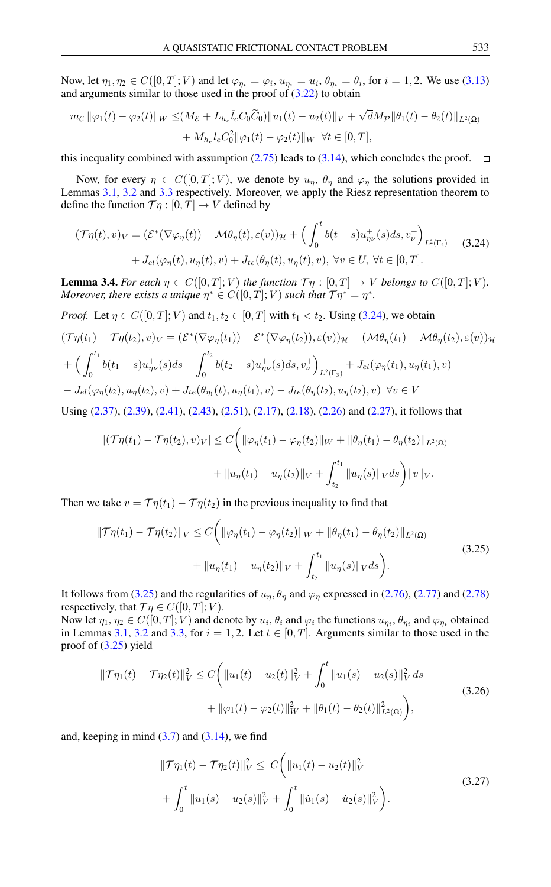Now, let $\eta_1, \eta_2 \in C([0,T];V)$ and let $\varphi_{\eta_i} = \varphi_i$, $u_{\eta_i} = u_i$, $\theta_{\eta_i} = \theta_i$, for $i = 1, 2$. We use (3.13) and arguments similar to those used in the proof of (3.22) to obtain

$$m_{\mathcal{C}} \|\varphi_1(t) - \varphi_2(t)\|_W \leq (M_{\mathcal{E}} + L_{h_e} \bar{l}_e C_0 \widetilde{C}_0)\|u_1(t) - u_2(t)\|_V + \sqrt{d} M_{\mathcal{P}} \|\theta_1(t) - \theta_2(t)\|_{L^2(\Omega)}$$
$$+ M_{h_e} l_e C_0^2 \|\varphi_1(t) - \varphi_2(t)\|_W \ \ \forall t \in [0,T],$$

this inequality combined with assumption (2.75) leads to (3.14), which concludes the proof. $\square$

Now, for every $\eta \in C([0,T];V)$, we denote by $u_\eta$, $\theta_\eta$ and $\varphi_\eta$ the solutions provided in Lemmas 3.1, 3.2 and 3.3 respectively. Moreover, we apply the Riesz representation theorem to define the function $\mathcal{T}\eta : [0,T] \to V$ defined by

$$(\mathcal{T}\eta(t), v)_V = (\mathcal{E}^*(\nabla \varphi_\eta(t)) - \mathcal{M}\theta_\eta(t), \varepsilon(v))_{\mathcal{H}} + \Big( \int_0^t b(t-s) u^+_{\eta\nu}(s) ds, v^+_\nu \Big)_{L^2(\Gamma_3)} \tag{3.24}$$
$$+ J_{el}(\varphi_\eta(t), u_\eta(t), v) + J_{te}(\theta_\eta(t), u_\eta(t), v), \ \forall v \in U, \ \forall t \in [0,T].$$

**Lemma 3.4.** *For each $\eta \in C([0,T];V)$ the function $\mathcal{T}\eta : [0,T] \to V$ belongs to $C([0,T];V)$. Moreover, there exists a unique $\eta^* \in C([0,T];V)$ such that $\mathcal{T}\eta^* = \eta^*$.*

*Proof.* Let $\eta \in C([0,T];V)$ and $t_1, t_2 \in [0,T]$ with $t_1 < t_2$. Using (3.24), we obtain

$$(\mathcal{T}\eta(t_1) - \mathcal{T}\eta(t_2), v)_V = (\mathcal{E}^*(\nabla \varphi_\eta(t_1)) - \mathcal{E}^*(\nabla \varphi_\eta(t_2)), \varepsilon(v))_{\mathcal{H}} - (\mathcal{M}\theta_\eta(t_1) - \mathcal{M}\theta_\eta(t_2), \varepsilon(v))_{\mathcal{H}}$$
$$+ \Big( \int_0^{t_1} b(t_1 - s) u^+_{\eta\nu}(s) ds - \int_0^{t_2} b(t_2 - s) u^+_{\eta\nu}(s) ds, v^+_\nu \Big)_{L^2(\Gamma_3)} + J_{el}(\varphi_\eta(t_1), u_\eta(t_1), v)$$
$$- J_{el}(\varphi_\eta(t_2), u_\eta(t_2), v) + J_{te}(\theta_{\eta_1}(t), u_\eta(t_1), v) - J_{te}(\theta_\eta(t_2), u_\eta(t_2), v) \ \ \forall v \in V$$

Using (2.37), (2.39), (2.41), (2.43), (2.51), (2.17), (2.18), (2.26) and (2.27), it follows that

$$|(\mathcal{T}\eta(t_1) - \mathcal{T}\eta(t_2), v)_V| \leq C\bigg( \|\varphi_\eta(t_1) - \varphi_\eta(t_2)\|_W + \|\theta_\eta(t_1) - \theta_\eta(t_2)\|_{L^2(\Omega)}$$
$$+ \|u_\eta(t_1) - u_\eta(t_2)\|_V + \int_{t_2}^{t_1} \|u_\eta(s)\|_V ds \bigg) \|v\|_V.$$

Then we take $v = \mathcal{T}\eta(t_1) - \mathcal{T}\eta(t_2)$ in the previous inequality to find that

$$\|\mathcal{T}\eta(t_1) - \mathcal{T}\eta(t_2)\|_V \leq C\bigg( \|\varphi_\eta(t_1) - \varphi_\eta(t_2)\|_W + \|\theta_\eta(t_1) - \theta_\eta(t_2)\|_{L^2(\Omega)}$$
$$+ \|u_\eta(t_1) - u_\eta(t_2)\|_V + \int_{t_2}^{t_1} \|u_\eta(s)\|_V ds \bigg). \tag{3.25}$$

It follows from (3.25) and the regularities of $u_\eta, \theta_\eta$ and $\varphi_\eta$ expressed in (2.76), (2.77) and (2.78) respectively, that $\mathcal{T}\eta \in C([0,T];V)$.
Now let $\eta_1, \eta_2 \in C([0,T];V)$ and denote by $u_i$, $\theta_i$ and $\varphi_i$ the functions $u_{\eta_i}$, $\theta_{\eta_i}$ and $\varphi_{\eta_i}$ obtained in Lemmas 3.1, 3.2 and 3.3, for $i = 1, 2$. Let $t \in [0,T]$. Arguments similar to those used in the proof of (3.25) yield

$$\|\mathcal{T}\eta_1(t) - \mathcal{T}\eta_2(t)\|_V^2 \leq C\bigg( \|u_1(t) - u_2(t)\|_V^2 + \int_0^t \|u_1(s) - u_2(s)\|_V^2 \, ds$$
$$+ \|\varphi_1(t) - \varphi_2(t)\|_W^2 + \|\theta_1(t) - \theta_2(t)\|_{L^2(\Omega)}^2 \bigg), \tag{3.26}$$

and, keeping in mind (3.7) and (3.14), we find

$$\|\mathcal{T}\eta_1(t) - \mathcal{T}\eta_2(t)\|_V^2 \leq \ C\bigg( \|u_1(t) - u_2(t)\|_V^2$$
$$+ \int_0^t \|u_1(s) - u_2(s)\|_V^2 + \int_0^t \|\dot{u}_1(s) - \dot{u}_2(s)\|_V^2 \bigg). \tag{3.27}$$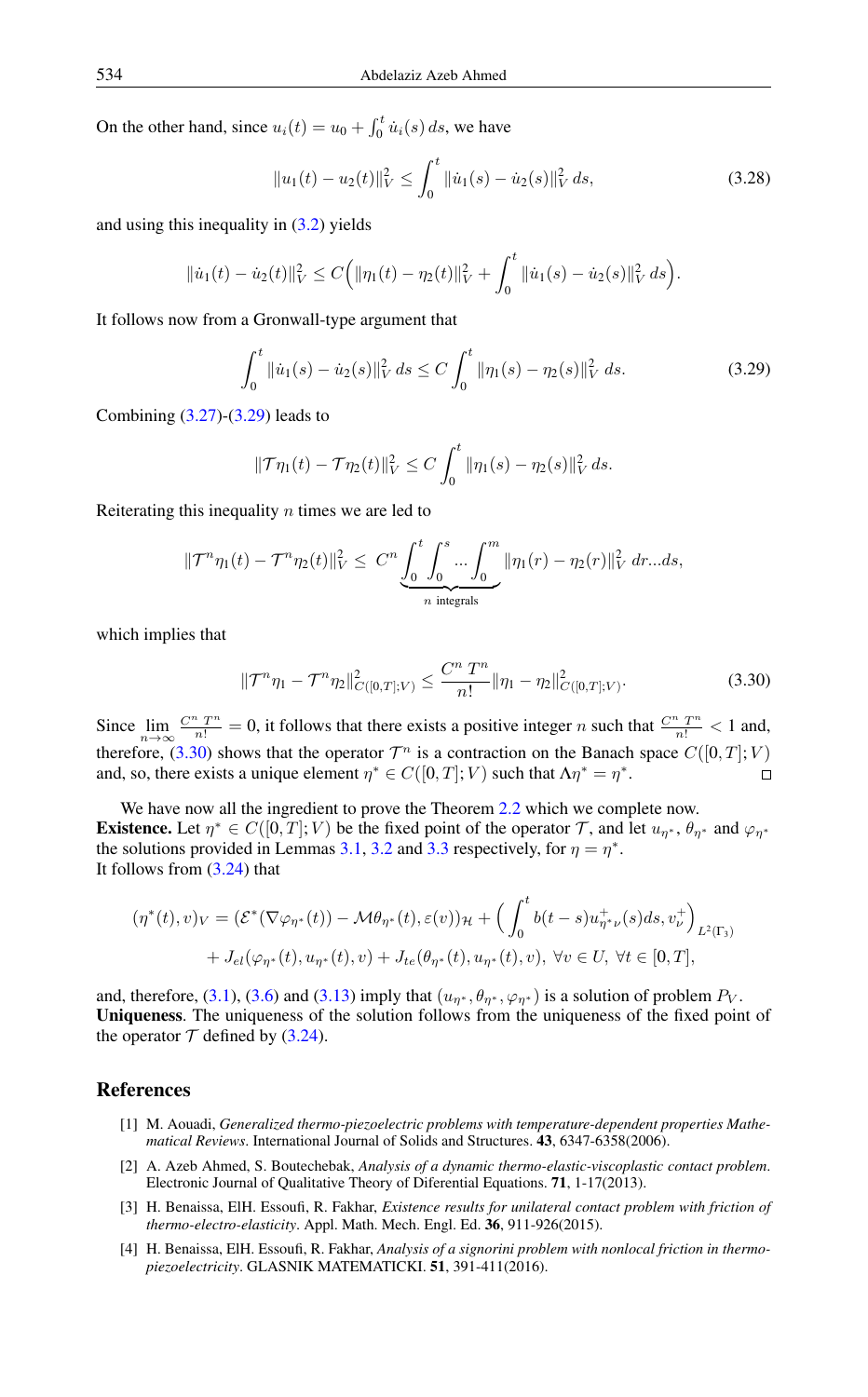On the other hand, since $u_i(t) = u_0 + \int_0^t \dot{u}_i(s)\,ds$, we have

$$\|u_1(t) - u_2(t)\|_V^2 \leq \int_0^t \|\dot{u}_1(s) - \dot{u}_2(s)\|_V^2\,ds, \tag{3.28}$$

and using this inequality in (3.2) yields

$$\|\dot{u}_1(t) - \dot{u}_2(t)\|_V^2 \leq C\Big(\|\eta_1(t) - \eta_2(t)\|_V^2 + \int_0^t \|\dot{u}_1(s) - \dot{u}_2(s)\|_V^2\,ds\Big).$$

It follows now from a Gronwall-type argument that

$$\int_0^t \|\dot{u}_1(s) - \dot{u}_2(s)\|_V^2\,ds \leq C\int_0^t \|\eta_1(s) - \eta_2(s)\|_V^2\,ds. \tag{3.29}$$

Combining (3.27)-(3.29) leads to

$$\|\mathcal{T}\eta_1(t) - \mathcal{T}\eta_2(t)\|_V^2 \leq C\int_0^t \|\eta_1(s) - \eta_2(s)\|_V^2\,ds.$$

Reiterating this inequality $n$ times we are led to

$$\|\mathcal{T}^n\eta_1(t) - \mathcal{T}^n\eta_2(t)\|_V^2 \leq\ C^n \underbrace{\int_0^t\int_0^s ... \int_0^m}_{n \text{ integrals}} \|\eta_1(r) - \eta_2(r)\|_V^2\,dr...ds,$$

which implies that

$$\|\mathcal{T}^n\eta_1 - \mathcal{T}^n\eta_2\|_{C([0,T];V)}^2 \leq \frac{C^n\,T^n}{n!}\|\eta_1 - \eta_2\|_{C([0,T];V)}^2. \tag{3.30}$$

Since $\lim\limits_{n\to\infty} \frac{C^n\,T^n}{n!} = 0$, it follows that there exists a positive integer $n$ such that $\frac{C^n\,T^n}{n!} < 1$ and, therefore, (3.30) shows that the operator $\mathcal{T}^n$ is a contraction on the Banach space $C([0,T];V)$ and, so, there exists a unique element $\eta^* \in C([0,T];V)$ such that $\Lambda\eta^* = \eta^*$. □

We have now all the ingredient to prove the Theorem 2.2 which we complete now.
**Existence.** Let $\eta^* \in C([0,T];V)$ be the fixed point of the operator $\mathcal{T}$, and let $u_{\eta^*}$, $\theta_{\eta^*}$ and $\varphi_{\eta^*}$ the solutions provided in Lemmas 3.1, 3.2 and 3.3 respectively, for $\eta = \eta^*$.
It follows from (3.24) that

$$\begin{aligned}(\eta^*(t), v)_V = (\mathcal{E}^*(\nabla\varphi_{\eta^*}(t)) - \mathcal{M}\theta_{\eta^*}(t), \varepsilon(v))_{\mathcal{H}} + \Big(\int_0^t b(t-s)u^+_{\eta^*\nu}(s)ds, v^+_\nu\Big)_{L^2(\Gamma_3)} \\ + J_{el}(\varphi_{\eta^*}(t), u_{\eta^*}(t), v) + J_{te}(\theta_{\eta^*}(t), u_{\eta^*}(t), v),\ \forall v \in U,\ \forall t \in [0,T],\end{aligned}$$

and, therefore, (3.1), (3.6) and (3.13) imply that $(u_{\eta^*}, \theta_{\eta^*}, \varphi_{\eta^*})$ is a solution of problem $P_V$.
**Uniqueness**. The uniqueness of the solution follows from the uniqueness of the fixed point of the operator $\mathcal{T}$ defined by (3.24).

## References

[1] M. Aouadi, *Generalized thermo-piezoelectric problems with temperature-dependent properties Mathematical Reviews*. International Journal of Solids and Structures. **43**, 6347-6358(2006).

[2] A. Azeb Ahmed, S. Boutechebak, *Analysis of a dynamic thermo-elastic-viscoplastic contact problem*. Electronic Journal of Qualitative Theory of Diferential Equations. **71**, 1-17(2013).

[3] H. Benaissa, ElH. Essoufi, R. Fakhar, *Existence results for unilateral contact problem with friction of thermo-electro-elasticity*. Appl. Math. Mech. Engl. Ed. **36**, 911-926(2015).

[4] H. Benaissa, ElH. Essoufi, R. Fakhar, *Analysis of a signorini problem with nonlocal friction in thermo-piezoelectricity*. GLASNIK MATEMATICKI. **51**, 391-411(2016).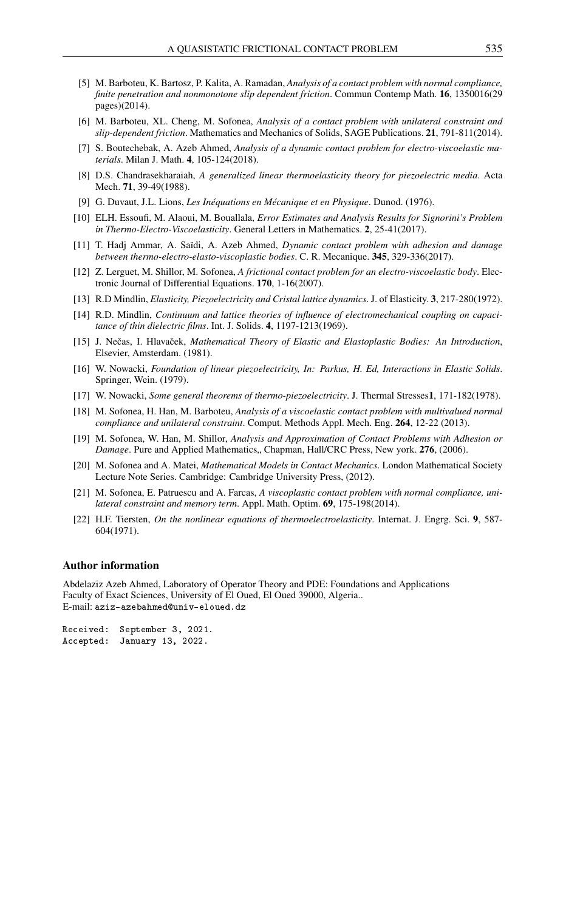[5] M. Barboteu, K. Bartosz, P. Kalita, A. Ramadan, *Analysis of a contact problem with normal compliance, finite penetration and nonmonotone slip dependent friction*. Commun Contemp Math. **16**, 1350016(29 pages)(2014).

[6] M. Barboteu, XL. Cheng, M. Sofonea, *Analysis of a contact problem with unilateral constraint and slip-dependent friction*. Mathematics and Mechanics of Solids, SAGE Publications. **21**, 791-811(2014).

[7] S. Boutechebak, A. Azeb Ahmed, *Analysis of a dynamic contact problem for electro-viscoelastic materials*. Milan J. Math. **4**, 105-124(2018).

[8] D.S. Chandrasekharaiah, *A generalized linear thermoelasticity theory for piezoelectric media*. Acta Mech. **71**, 39-49(1988).

[9] G. Duvaut, J.L. Lions, *Les Inéquations en Mécanique et en Physique*. Dunod. (1976).

[10] ELH. Essoufi, M. Alaoui, M. Bouallala, *Error Estimates and Analysis Results for Signorini's Problem in Thermo-Electro-Viscoelasticity*. General Letters in Mathematics. **2**, 25-41(2017).

[11] T. Hadj Ammar, A. Saïdi, A. Azeb Ahmed, *Dynamic contact problem with adhesion and damage between thermo-electro-elasto-viscoplastic bodies*. C. R. Mecanique. **345**, 329-336(2017).

[12] Z. Lerguet, M. Shillor, M. Sofonea, *A frictional contact problem for an electro-viscoelastic body*. Electronic Journal of Differential Equations. **170**, 1-16(2007).

[13] R.D Mindlin, *Elasticity, Piezoelectricity and Cristal lattice dynamics*. J. of Elasticity. **3**, 217-280(1972).

[14] R.D. Mindlin, *Continuum and lattice theories of influence of electromechanical coupling on capacitance of thin dielectric films*. Int. J. Solids. **4**, 1197-1213(1969).

[15] J. Nečas, I. Hlavaček, *Mathematical Theory of Elastic and Elastoplastic Bodies: An Introduction*, Elsevier, Amsterdam. (1981).

[16] W. Nowacki, *Foundation of linear piezoelectricity, In: Parkus, H. Ed, Interactions in Elastic Solids*. Springer, Wein. (1979).

[17] W. Nowacki, *Some general theorems of thermo-piezoelectricity*. J. Thermal Stresses**1**, 171-182(1978).

[18] M. Sofonea, H. Han, M. Barboteu, *Analysis of a viscoelastic contact problem with multivalued normal compliance and unilateral constraint*. Comput. Methods Appl. Mech. Eng. **264**, 12-22 (2013).

[19] M. Sofonea, W. Han, M. Shillor, *Analysis and Approximation of Contact Problems with Adhesion or Damage*. Pure and Applied Mathematics,, Chapman, Hall/CRC Press, New york. **276**, (2006).

[20] M. Sofonea and A. Matei, *Mathematical Models in Contact Mechanics*. London Mathematical Society Lecture Note Series. Cambridge: Cambridge University Press, (2012).

[21] M. Sofonea, E. Patruescu and A. Farcas, *A viscoplastic contact problem with normal compliance, unilateral constraint and memory term*. Appl. Math. Optim. **69**, 175-198(2014).

[22] H.F. Tiersten, *On the nonlinear equations of thermoelectroelasticity*. Internat. J. Engrg. Sci. **9**, 587-604(1971).

## Author information

Abdelaziz Azeb Ahmed, Laboratory of Operator Theory and PDE: Foundations and Applications
Faculty of Exact Sciences, University of El Oued, El Oued 39000, Algeria..
E-mail: aziz-azebahmed@univ-eloued.dz

Received: September 3, 2021.
Accepted: January 13, 2022.